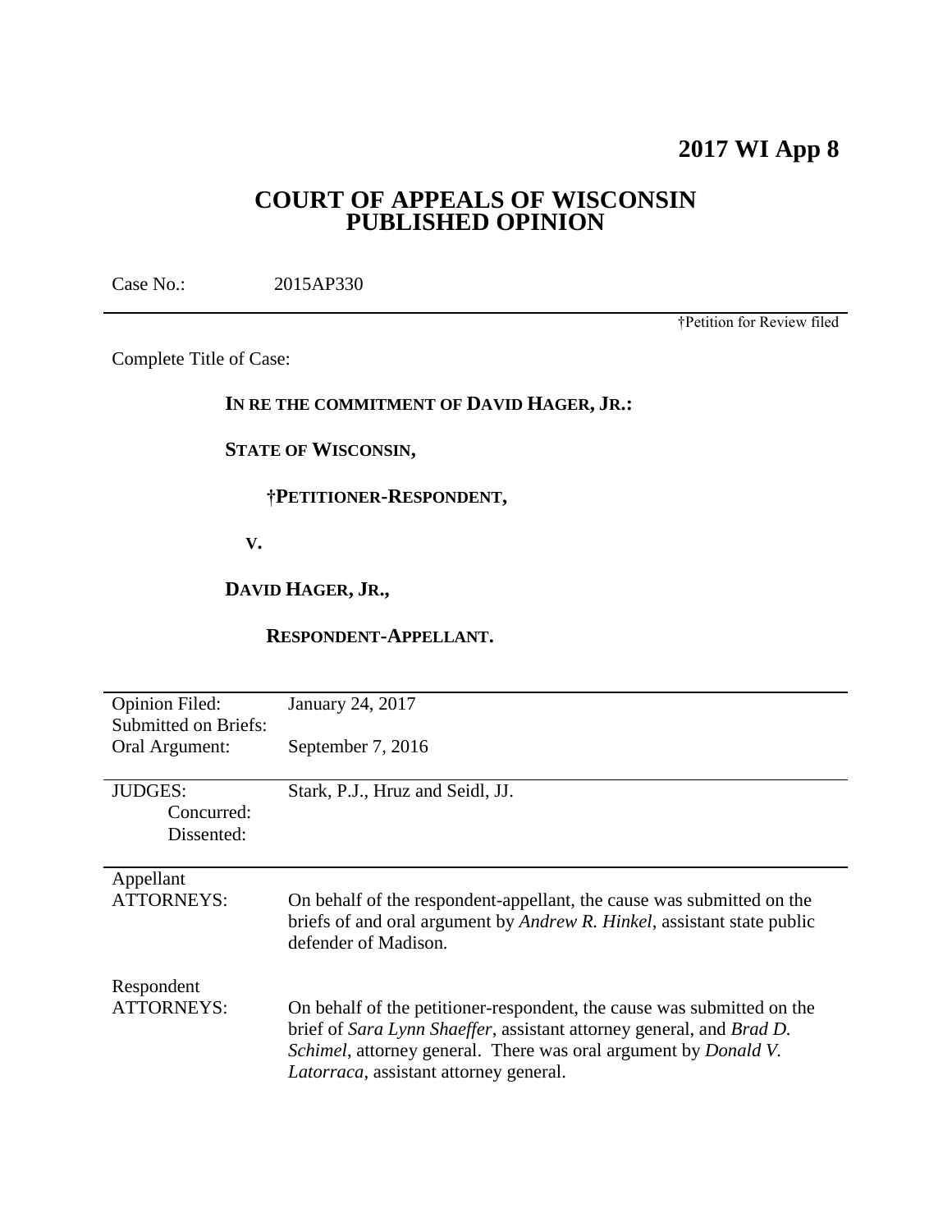# 2017 WI App 8

## COURT OF APPEALS OF WISCONSIN PUBLISHED OPINION

Case No.: 2015AP330

†Petition for Review filed

Complete Title of Case:

**IN RE THE COMMITMENT OF DAVID HAGER, JR.:**

**STATE OF WISCONSIN,**

**†PETITIONER-RESPONDENT,**

**V.**

**DAVID HAGER, JR.,**

**RESPONDENT-APPELLANT.**

| | |
|---|---|
| Opinion Filed: | January 24, 2017 |
| Submitted on Briefs: | |
| Oral Argument: | September 7, 2016 |
| JUDGES: | Stark, P.J., Hruz and Seidl, JJ. |
| Concurred: | |
| Dissented: | |
| Appellant ATTORNEYS: | On behalf of the respondent-appellant, the cause was submitted on the briefs of and oral argument by *Andrew R. Hinkel*, assistant state public defender of Madison. |
| Respondent ATTORNEYS: | On behalf of the petitioner-respondent, the cause was submitted on the brief of *Sara Lynn Shaeffer*, assistant attorney general, and *Brad D. Schimel*, attorney general. There was oral argument by *Donald V. Latorraca*, assistant attorney general. |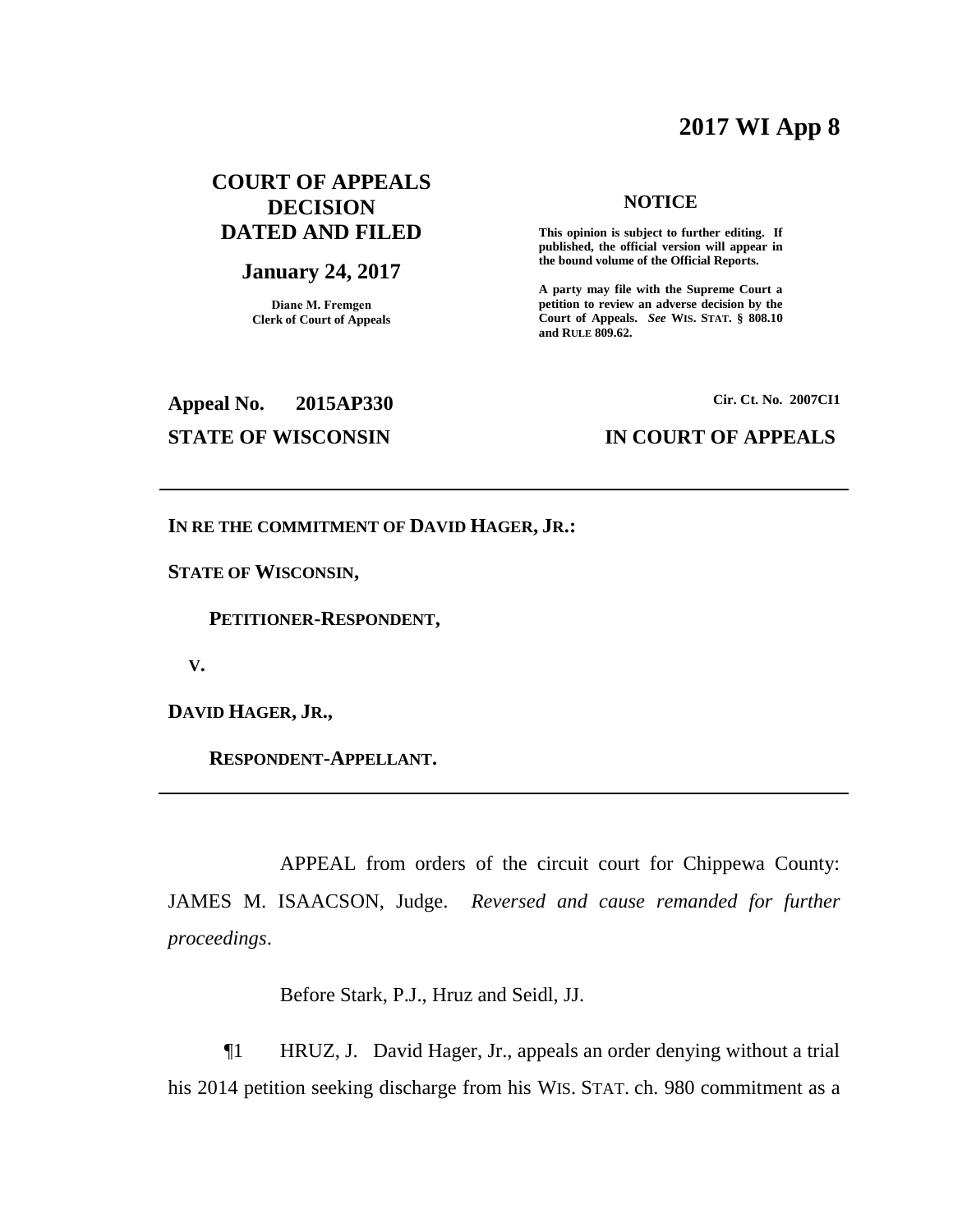# 2017 WI App 8

## COURT OF APPEALS DECISION DATED AND FILED

**January 24, 2017**

**Diane M. Fremgen**
**Clerk of Court of Appeals**

**NOTICE**

**This opinion is subject to further editing. If published, the official version will appear in the bound volume of the Official Reports.**

**A party may file with the Supreme Court a petition to review an adverse decision by the Court of Appeals.** ***See*** **WIS. STAT. § 808.10 and RULE 809.62.**

**Appeal No. 2015AP330** **Cir. Ct. No. 2007CI1**

**STATE OF WISCONSIN** **IN COURT OF APPEALS**

---

**IN RE THE COMMITMENT OF DAVID HAGER, JR.:**

**STATE OF WISCONSIN,**

**PETITIONER-RESPONDENT,**

**V.**

**DAVID HAGER, JR.,**

**RESPONDENT-APPELLANT.**

---

APPEAL from orders of the circuit court for Chippewa County: JAMES M. ISAACSON, Judge. *Reversed and cause remanded for further proceedings*.

Before Stark, P.J., Hruz and Seidl, JJ.

¶1 HRUZ, J. David Hager, Jr., appeals an order denying without a trial his 2014 petition seeking discharge from his WIS. STAT. ch. 980 commitment as a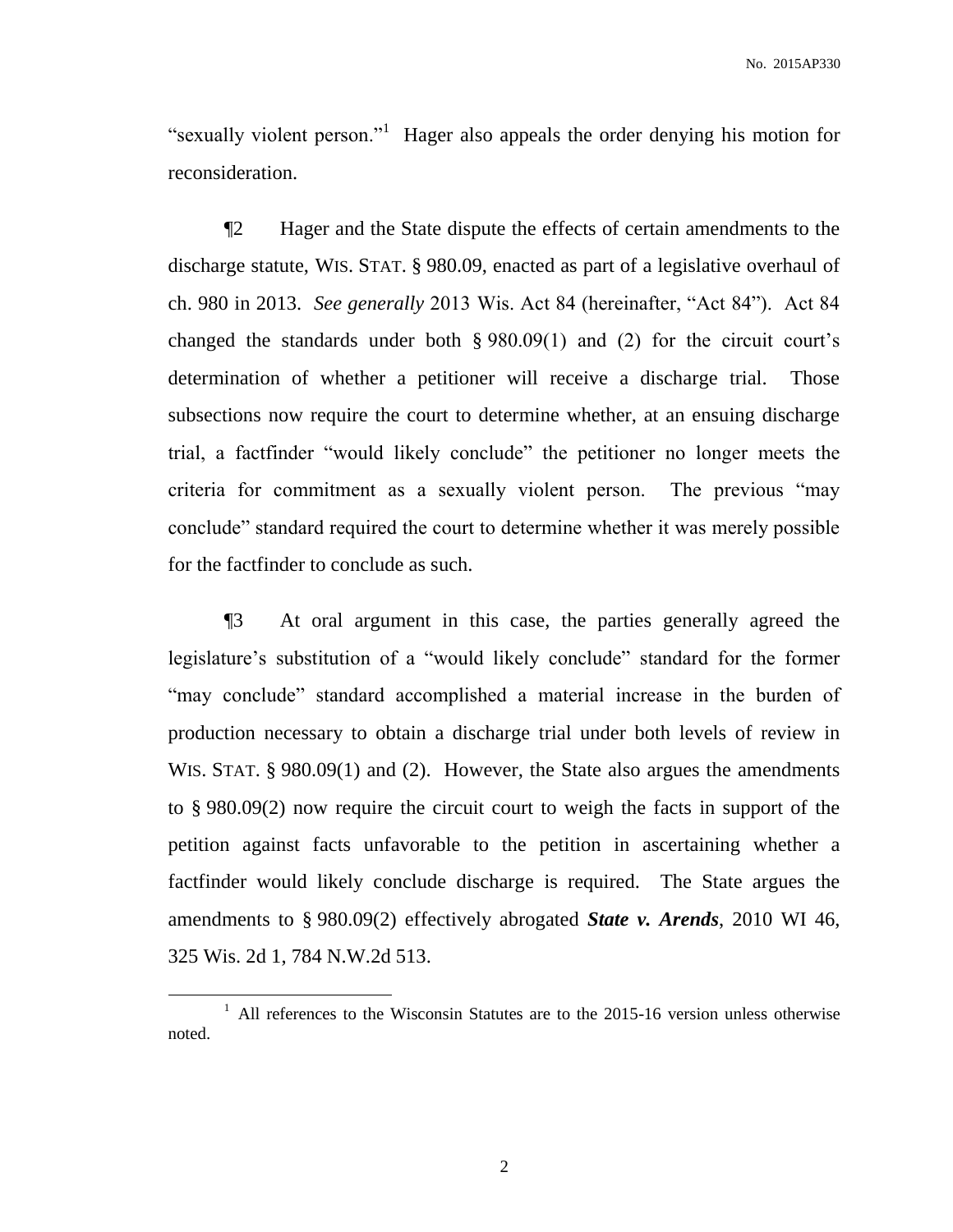"sexually violent person."[1] Hager also appeals the order denying his motion for reconsideration.

¶2 Hager and the State dispute the effects of certain amendments to the discharge statute, WIS. STAT. § 980.09, enacted as part of a legislative overhaul of ch. 980 in 2013. *See generally* 2013 Wis. Act 84 (hereinafter, "Act 84"). Act 84 changed the standards under both § 980.09(1) and (2) for the circuit court's determination of whether a petitioner will receive a discharge trial. Those subsections now require the court to determine whether, at an ensuing discharge trial, a factfinder "would likely conclude" the petitioner no longer meets the criteria for commitment as a sexually violent person. The previous "may conclude" standard required the court to determine whether it was merely possible for the factfinder to conclude as such.

¶3 At oral argument in this case, the parties generally agreed the legislature's substitution of a "would likely conclude" standard for the former "may conclude" standard accomplished a material increase in the burden of production necessary to obtain a discharge trial under both levels of review in WIS. STAT. § 980.09(1) and (2). However, the State also argues the amendments to § 980.09(2) now require the circuit court to weigh the facts in support of the petition against facts unfavorable to the petition in ascertaining whether a factfinder would likely conclude discharge is required. The State argues the amendments to § 980.09(2) effectively abrogated ***State v. Arends***, 2010 WI 46, 325 Wis. 2d 1, 784 N.W.2d 513.

---

[1] All references to the Wisconsin Statutes are to the 2015-16 version unless otherwise noted.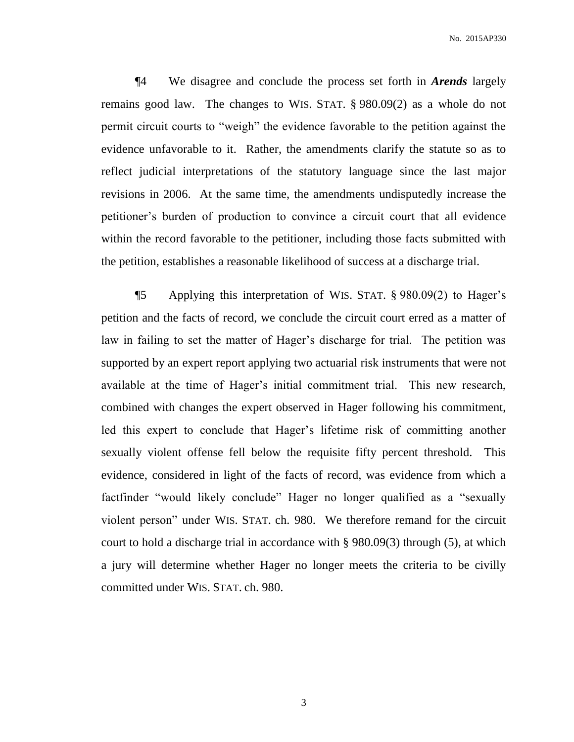¶4 We disagree and conclude the process set forth in ***Arends*** largely remains good law. The changes to WIS. STAT. § 980.09(2) as a whole do not permit circuit courts to "weigh" the evidence favorable to the petition against the evidence unfavorable to it. Rather, the amendments clarify the statute so as to reflect judicial interpretations of the statutory language since the last major revisions in 2006. At the same time, the amendments undisputedly increase the petitioner's burden of production to convince a circuit court that all evidence within the record favorable to the petitioner, including those facts submitted with the petition, establishes a reasonable likelihood of success at a discharge trial.

¶5 Applying this interpretation of WIS. STAT. § 980.09(2) to Hager's petition and the facts of record, we conclude the circuit court erred as a matter of law in failing to set the matter of Hager's discharge for trial. The petition was supported by an expert report applying two actuarial risk instruments that were not available at the time of Hager's initial commitment trial. This new research, combined with changes the expert observed in Hager following his commitment, led this expert to conclude that Hager's lifetime risk of committing another sexually violent offense fell below the requisite fifty percent threshold. This evidence, considered in light of the facts of record, was evidence from which a factfinder "would likely conclude" Hager no longer qualified as a "sexually violent person" under WIS. STAT. ch. 980. We therefore remand for the circuit court to hold a discharge trial in accordance with § 980.09(3) through (5), at which a jury will determine whether Hager no longer meets the criteria to be civilly committed under WIS. STAT. ch. 980.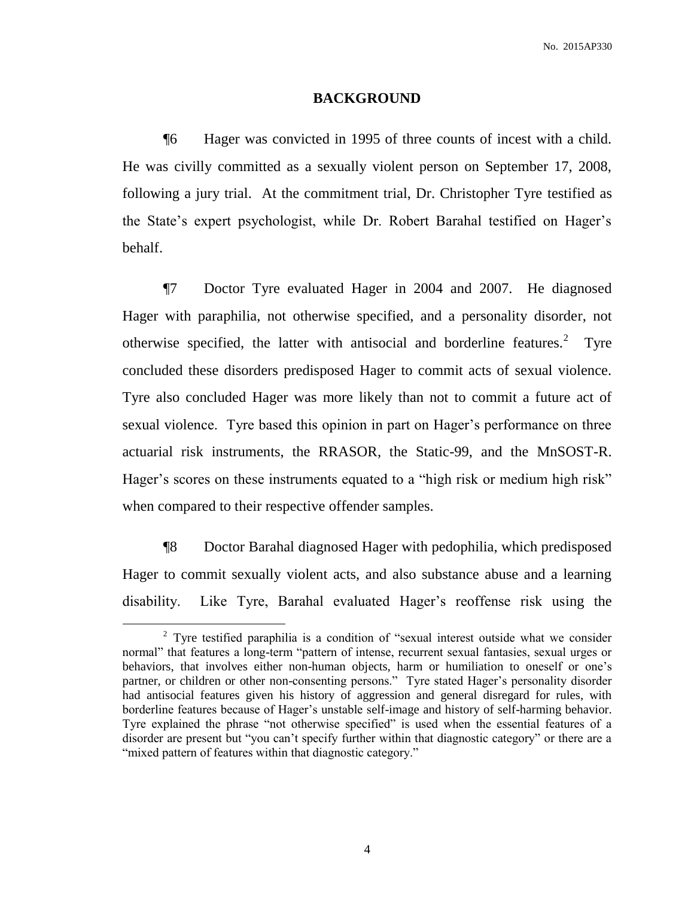## BACKGROUND

¶6 Hager was convicted in 1995 of three counts of incest with a child. He was civilly committed as a sexually violent person on September 17, 2008, following a jury trial. At the commitment trial, Dr. Christopher Tyre testified as the State's expert psychologist, while Dr. Robert Barahal testified on Hager's behalf.

¶7 Doctor Tyre evaluated Hager in 2004 and 2007. He diagnosed Hager with paraphilia, not otherwise specified, and a personality disorder, not otherwise specified, the latter with antisocial and borderline features.[2] Tyre concluded these disorders predisposed Hager to commit acts of sexual violence. Tyre also concluded Hager was more likely than not to commit a future act of sexual violence. Tyre based this opinion in part on Hager's performance on three actuarial risk instruments, the RRASOR, the Static-99, and the MnSOST-R. Hager's scores on these instruments equated to a "high risk or medium high risk" when compared to their respective offender samples.

¶8 Doctor Barahal diagnosed Hager with pedophilia, which predisposed Hager to commit sexually violent acts, and also substance abuse and a learning disability. Like Tyre, Barahal evaluated Hager's reoffense risk using the

---

[2] Tyre testified paraphilia is a condition of "sexual interest outside what we consider normal" that features a long-term "pattern of intense, recurrent sexual fantasies, sexual urges or behaviors, that involves either non-human objects, harm or humiliation to oneself or one's partner, or children or other non-consenting persons." Tyre stated Hager's personality disorder had antisocial features given his history of aggression and general disregard for rules, with borderline features because of Hager's unstable self-image and history of self-harming behavior. Tyre explained the phrase "not otherwise specified" is used when the essential features of a disorder are present but "you can't specify further within that diagnostic category" or there are a "mixed pattern of features within that diagnostic category."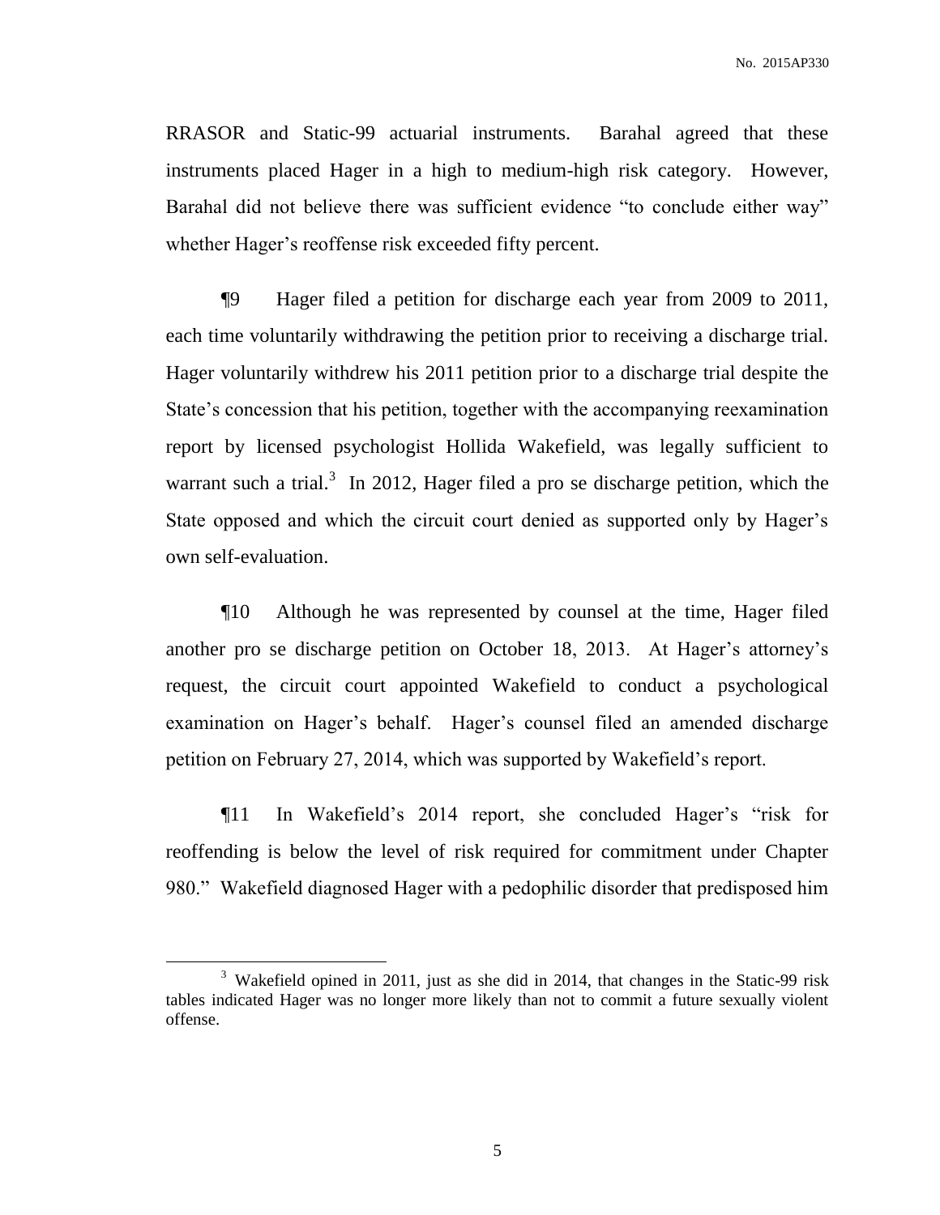RRASOR and Static-99 actuarial instruments. Barahal agreed that these instruments placed Hager in a high to medium-high risk category. However, Barahal did not believe there was sufficient evidence "to conclude either way" whether Hager's reoffense risk exceeded fifty percent.

¶9 Hager filed a petition for discharge each year from 2009 to 2011, each time voluntarily withdrawing the petition prior to receiving a discharge trial. Hager voluntarily withdrew his 2011 petition prior to a discharge trial despite the State's concession that his petition, together with the accompanying reexamination report by licensed psychologist Hollida Wakefield, was legally sufficient to warrant such a trial.[3] In 2012, Hager filed a pro se discharge petition, which the State opposed and which the circuit court denied as supported only by Hager's own self-evaluation.

¶10 Although he was represented by counsel at the time, Hager filed another pro se discharge petition on October 18, 2013. At Hager's attorney's request, the circuit court appointed Wakefield to conduct a psychological examination on Hager's behalf. Hager's counsel filed an amended discharge petition on February 27, 2014, which was supported by Wakefield's report.

¶11 In Wakefield's 2014 report, she concluded Hager's "risk for reoffending is below the level of risk required for commitment under Chapter 980." Wakefield diagnosed Hager with a pedophilic disorder that predisposed him

---

[3] Wakefield opined in 2011, just as she did in 2014, that changes in the Static-99 risk tables indicated Hager was no longer more likely than not to commit a future sexually violent offense.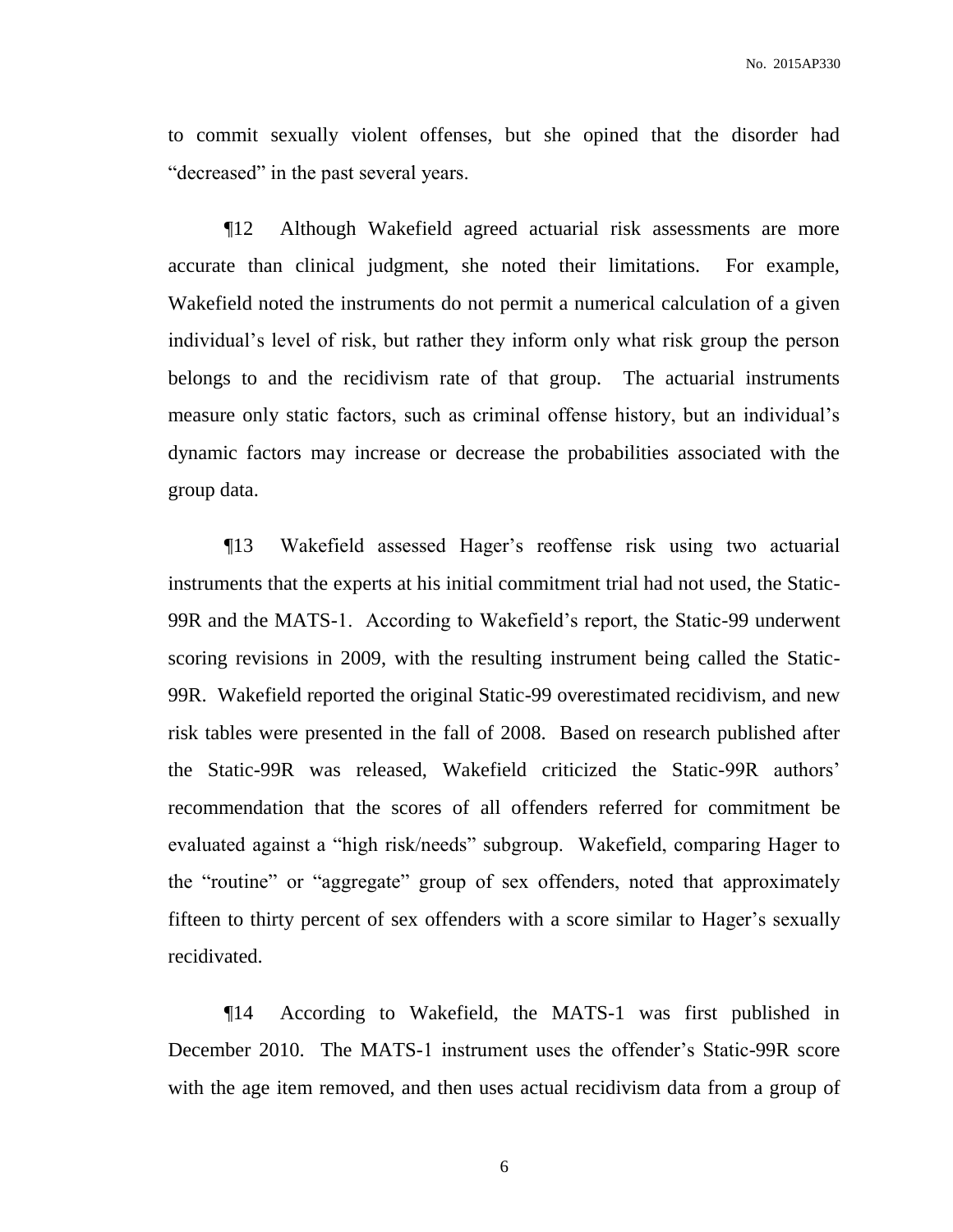to commit sexually violent offenses, but she opined that the disorder had "decreased" in the past several years.

¶12 Although Wakefield agreed actuarial risk assessments are more accurate than clinical judgment, she noted their limitations. For example, Wakefield noted the instruments do not permit a numerical calculation of a given individual's level of risk, but rather they inform only what risk group the person belongs to and the recidivism rate of that group. The actuarial instruments measure only static factors, such as criminal offense history, but an individual's dynamic factors may increase or decrease the probabilities associated with the group data.

¶13 Wakefield assessed Hager's reoffense risk using two actuarial instruments that the experts at his initial commitment trial had not used, the Static-99R and the MATS-1. According to Wakefield's report, the Static-99 underwent scoring revisions in 2009, with the resulting instrument being called the Static-99R. Wakefield reported the original Static-99 overestimated recidivism, and new risk tables were presented in the fall of 2008. Based on research published after the Static-99R was released, Wakefield criticized the Static-99R authors' recommendation that the scores of all offenders referred for commitment be evaluated against a "high risk/needs" subgroup. Wakefield, comparing Hager to the "routine" or "aggregate" group of sex offenders, noted that approximately fifteen to thirty percent of sex offenders with a score similar to Hager's sexually recidivated.

¶14 According to Wakefield, the MATS-1 was first published in December 2010. The MATS-1 instrument uses the offender's Static-99R score with the age item removed, and then uses actual recidivism data from a group of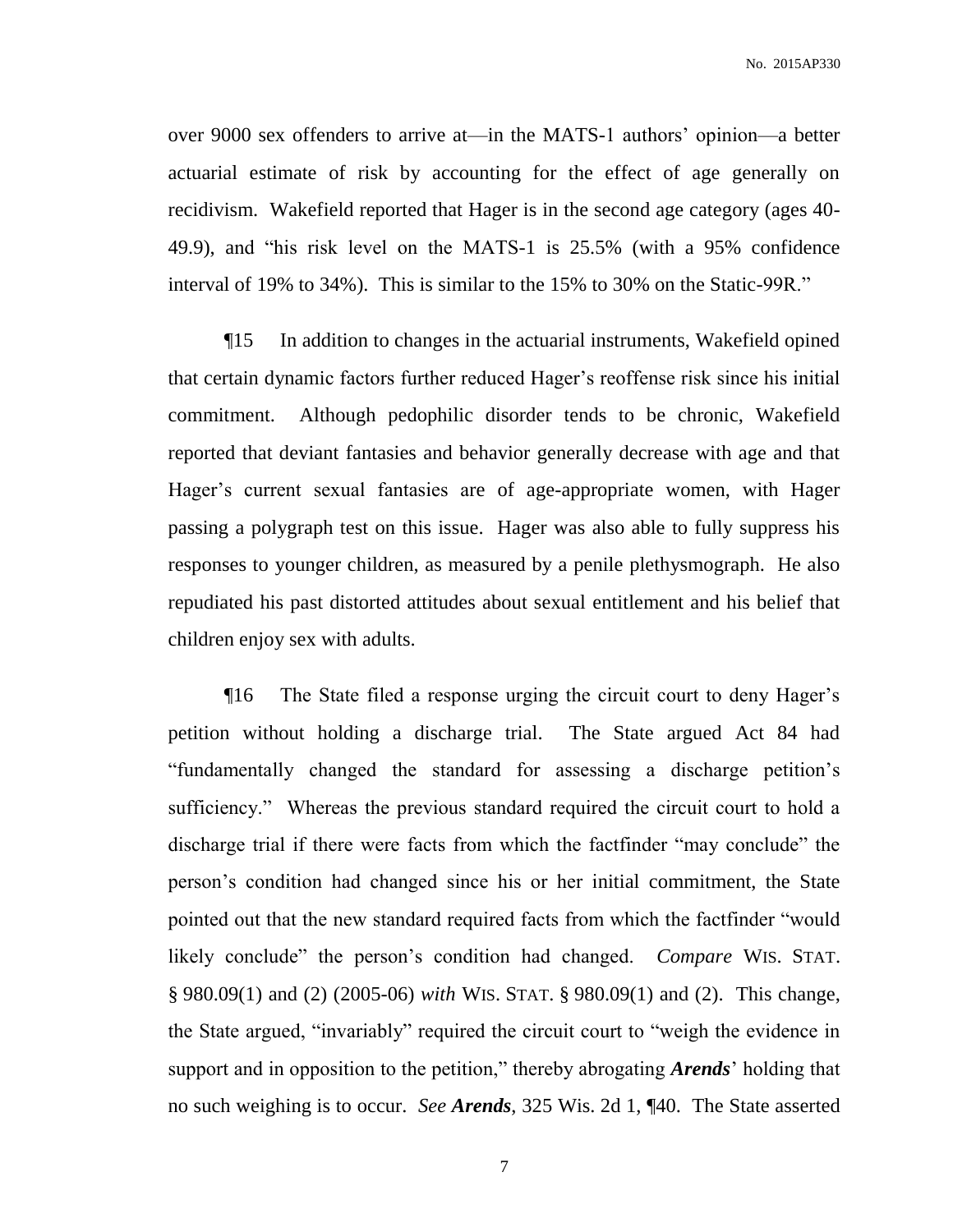over 9000 sex offenders to arrive at—in the MATS-1 authors' opinion—a better actuarial estimate of risk by accounting for the effect of age generally on recidivism. Wakefield reported that Hager is in the second age category (ages 40-49.9), and "his risk level on the MATS-1 is 25.5% (with a 95% confidence interval of 19% to 34%). This is similar to the 15% to 30% on the Static-99R."

¶15 In addition to changes in the actuarial instruments, Wakefield opined that certain dynamic factors further reduced Hager's reoffense risk since his initial commitment. Although pedophilic disorder tends to be chronic, Wakefield reported that deviant fantasies and behavior generally decrease with age and that Hager's current sexual fantasies are of age-appropriate women, with Hager passing a polygraph test on this issue. Hager was also able to fully suppress his responses to younger children, as measured by a penile plethysmograph. He also repudiated his past distorted attitudes about sexual entitlement and his belief that children enjoy sex with adults.

¶16 The State filed a response urging the circuit court to deny Hager's petition without holding a discharge trial. The State argued Act 84 had "fundamentally changed the standard for assessing a discharge petition's sufficiency." Whereas the previous standard required the circuit court to hold a discharge trial if there were facts from which the factfinder "may conclude" the person's condition had changed since his or her initial commitment, the State pointed out that the new standard required facts from which the factfinder "would likely conclude" the person's condition had changed. *Compare* WIS. STAT. § 980.09(1) and (2) (2005-06) *with* WIS. STAT. § 980.09(1) and (2). This change, the State argued, "invariably" required the circuit court to "weigh the evidence in support and in opposition to the petition," thereby abrogating ***Arends***' holding that no such weighing is to occur. *See* ***Arends***, 325 Wis. 2d 1, ¶40. The State asserted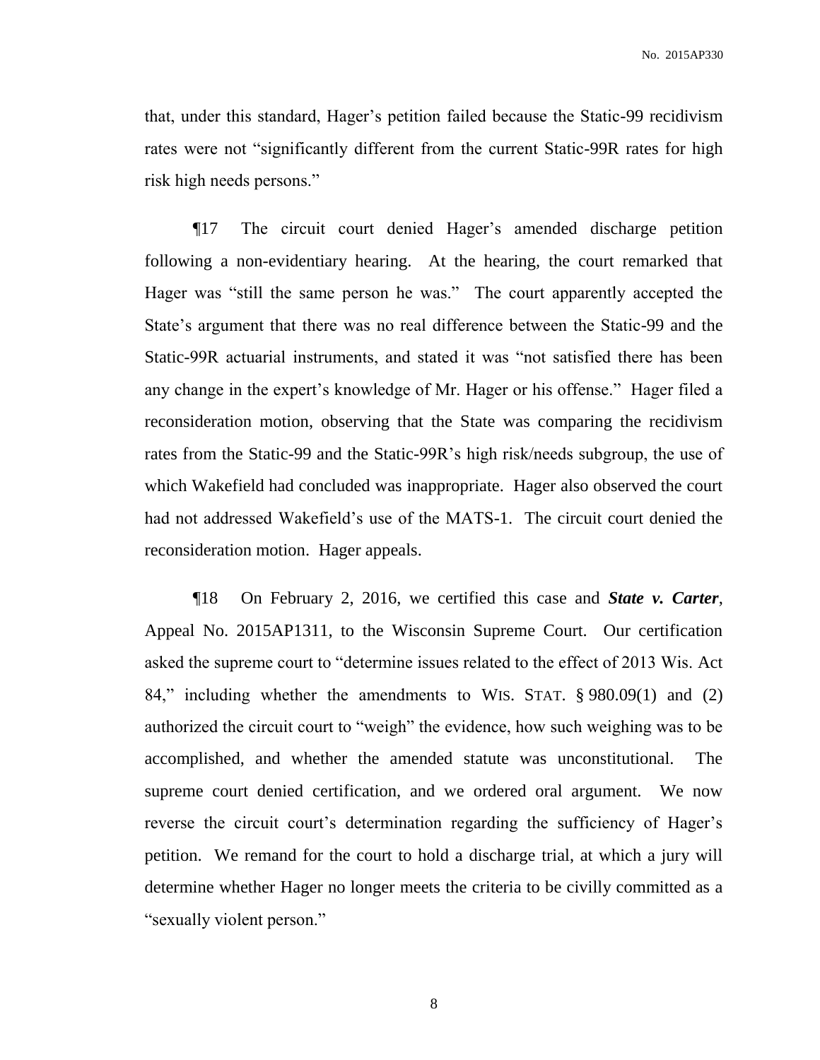that, under this standard, Hager's petition failed because the Static-99 recidivism rates were not "significantly different from the current Static-99R rates for high risk high needs persons."

¶17 The circuit court denied Hager's amended discharge petition following a non-evidentiary hearing. At the hearing, the court remarked that Hager was "still the same person he was." The court apparently accepted the State's argument that there was no real difference between the Static-99 and the Static-99R actuarial instruments, and stated it was "not satisfied there has been any change in the expert's knowledge of Mr. Hager or his offense." Hager filed a reconsideration motion, observing that the State was comparing the recidivism rates from the Static-99 and the Static-99R's high risk/needs subgroup, the use of which Wakefield had concluded was inappropriate. Hager also observed the court had not addressed Wakefield's use of the MATS-1. The circuit court denied the reconsideration motion. Hager appeals.

¶18 On February 2, 2016, we certified this case and ***State v. Carter***, Appeal No. 2015AP1311, to the Wisconsin Supreme Court. Our certification asked the supreme court to "determine issues related to the effect of 2013 Wis. Act 84," including whether the amendments to WIS. STAT. § 980.09(1) and (2) authorized the circuit court to "weigh" the evidence, how such weighing was to be accomplished, and whether the amended statute was unconstitutional. The supreme court denied certification, and we ordered oral argument. We now reverse the circuit court's determination regarding the sufficiency of Hager's petition. We remand for the court to hold a discharge trial, at which a jury will determine whether Hager no longer meets the criteria to be civilly committed as a "sexually violent person."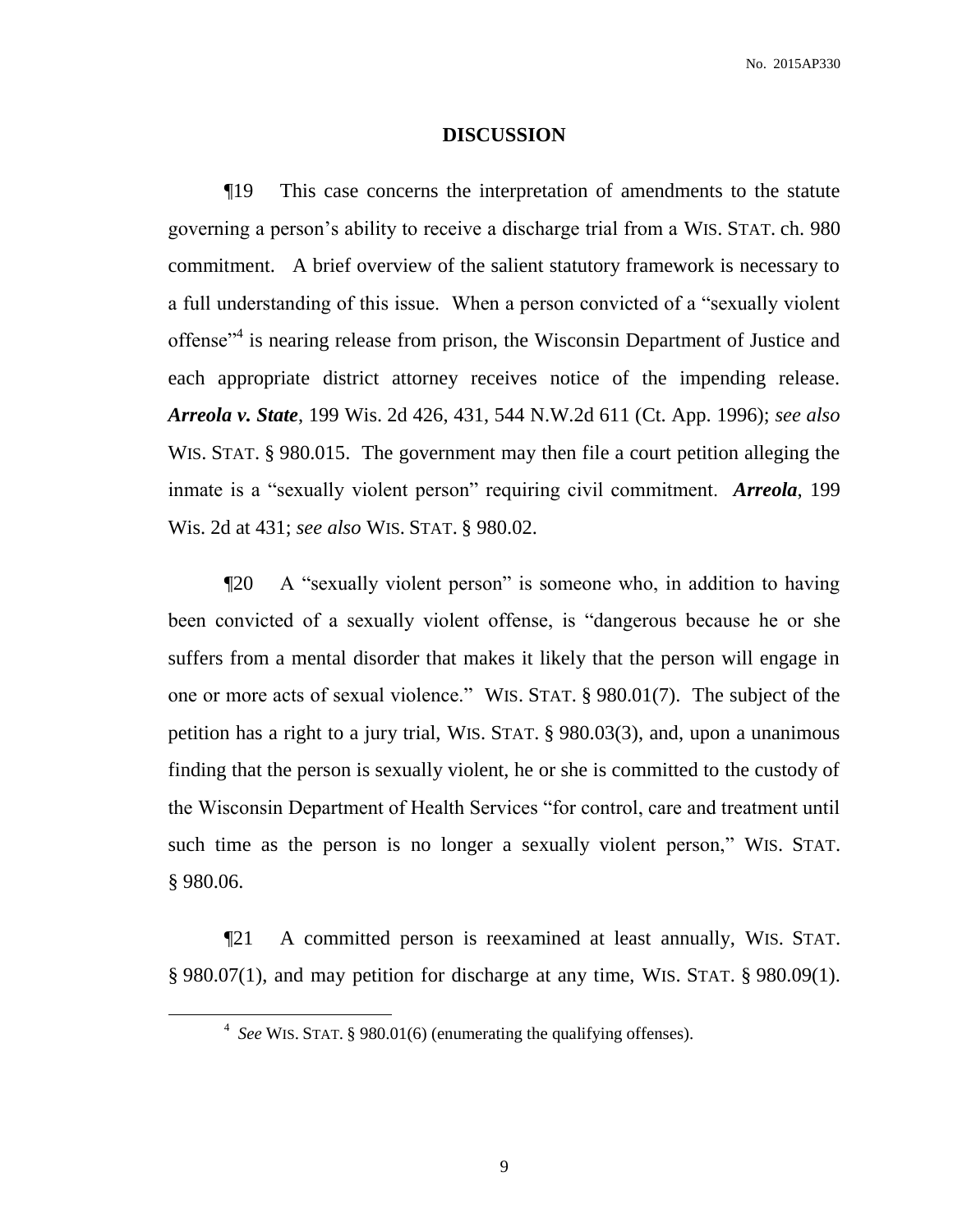## DISCUSSION

¶19 This case concerns the interpretation of amendments to the statute governing a person's ability to receive a discharge trial from a WIS. STAT. ch. 980 commitment. A brief overview of the salient statutory framework is necessary to a full understanding of this issue. When a person convicted of a "sexually violent offense"[4] is nearing release from prison, the Wisconsin Department of Justice and each appropriate district attorney receives notice of the impending release. ***Arreola v. State***, 199 Wis. 2d 426, 431, 544 N.W.2d 611 (Ct. App. 1996); *see also* WIS. STAT. § 980.015. The government may then file a court petition alleging the inmate is a "sexually violent person" requiring civil commitment. ***Arreola***, 199 Wis. 2d at 431; *see also* WIS. STAT. § 980.02.

¶20 A "sexually violent person" is someone who, in addition to having been convicted of a sexually violent offense, is "dangerous because he or she suffers from a mental disorder that makes it likely that the person will engage in one or more acts of sexual violence." WIS. STAT. § 980.01(7). The subject of the petition has a right to a jury trial, WIS. STAT. § 980.03(3), and, upon a unanimous finding that the person is sexually violent, he or she is committed to the custody of the Wisconsin Department of Health Services "for control, care and treatment until such time as the person is no longer a sexually violent person," WIS. STAT. § 980.06.

¶21 A committed person is reexamined at least annually, WIS. STAT. § 980.07(1), and may petition for discharge at any time, WIS. STAT. § 980.09(1).

[4] *See* WIS. STAT. § 980.01(6) (enumerating the qualifying offenses).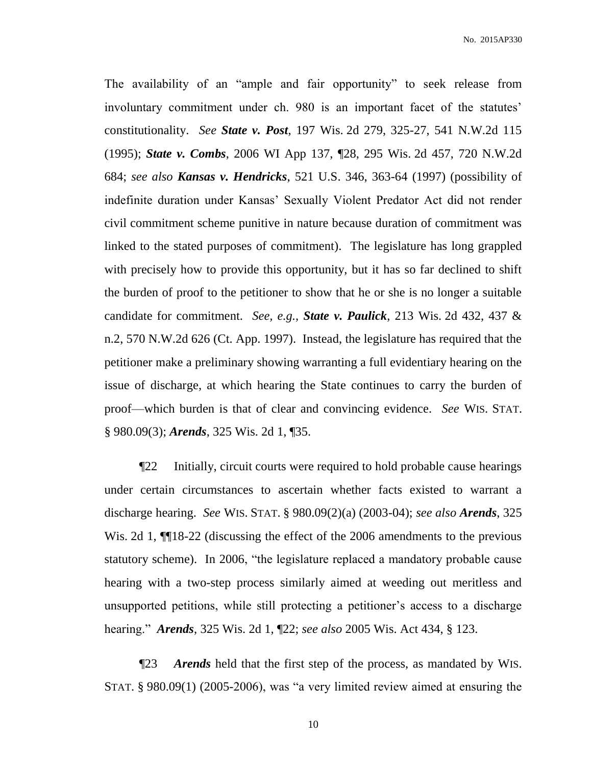The availability of an "ample and fair opportunity" to seek release from involuntary commitment under ch. 980 is an important facet of the statutes' constitutionality. *See* ***State v. Post***, 197 Wis. 2d 279, 325-27, 541 N.W.2d 115 (1995); ***State v. Combs***, 2006 WI App 137, ¶28, 295 Wis. 2d 457, 720 N.W.2d 684; *see also* ***Kansas v. Hendricks***, 521 U.S. 346, 363-64 (1997) (possibility of indefinite duration under Kansas' Sexually Violent Predator Act did not render civil commitment scheme punitive in nature because duration of commitment was linked to the stated purposes of commitment). The legislature has long grappled with precisely how to provide this opportunity, but it has so far declined to shift the burden of proof to the petitioner to show that he or she is no longer a suitable candidate for commitment. *See, e.g.*, ***State v. Paulick***, 213 Wis. 2d 432, 437 & n.2, 570 N.W.2d 626 (Ct. App. 1997). Instead, the legislature has required that the petitioner make a preliminary showing warranting a full evidentiary hearing on the issue of discharge, at which hearing the State continues to carry the burden of proof—which burden is that of clear and convincing evidence. *See* WIS. STAT. § 980.09(3); ***Arends***, 325 Wis. 2d 1, ¶35.

¶22 Initially, circuit courts were required to hold probable cause hearings under certain circumstances to ascertain whether facts existed to warrant a discharge hearing. *See* WIS. STAT. § 980.09(2)(a) (2003-04); *see also* ***Arends***, 325 Wis. 2d 1, ¶¶18-22 (discussing the effect of the 2006 amendments to the previous statutory scheme). In 2006, "the legislature replaced a mandatory probable cause hearing with a two-step process similarly aimed at weeding out meritless and unsupported petitions, while still protecting a petitioner's access to a discharge hearing." ***Arends***, 325 Wis. 2d 1, ¶22; *see also* 2005 Wis. Act 434, § 123.

¶23 ***Arends*** held that the first step of the process, as mandated by WIS. STAT. § 980.09(1) (2005-2006), was "a very limited review aimed at ensuring the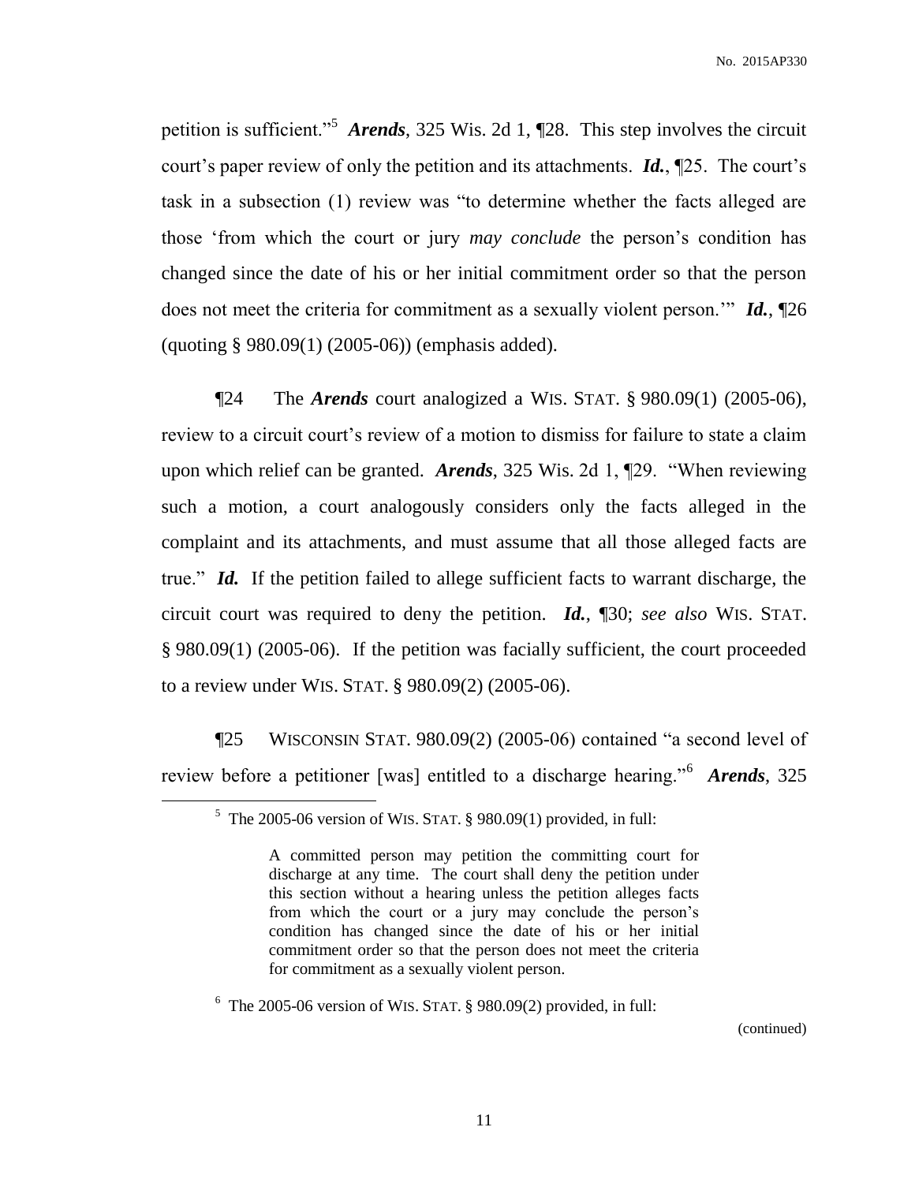petition is sufficient."[5] ***Arends***, 325 Wis. 2d 1, ¶28. This step involves the circuit court's paper review of only the petition and its attachments. ***Id.***, ¶25. The court's task in a subsection (1) review was "to determine whether the facts alleged are those 'from which the court or jury *may conclude* the person's condition has changed since the date of his or her initial commitment order so that the person does not meet the criteria for commitment as a sexually violent person.'" ***Id.***, ¶26 (quoting § 980.09(1) (2005-06)) (emphasis added).

¶24 The ***Arends*** court analogized a WIS. STAT. § 980.09(1) (2005-06), review to a circuit court's review of a motion to dismiss for failure to state a claim upon which relief can be granted. ***Arends***, 325 Wis. 2d 1, ¶29. "When reviewing such a motion, a court analogously considers only the facts alleged in the complaint and its attachments, and must assume that all those alleged facts are true." ***Id.*** If the petition failed to allege sufficient facts to warrant discharge, the circuit court was required to deny the petition. ***Id.***, ¶30; *see also* WIS. STAT. § 980.09(1) (2005-06). If the petition was facially sufficient, the court proceeded to a review under WIS. STAT. § 980.09(2) (2005-06).

¶25 WISCONSIN STAT. 980.09(2) (2005-06) contained "a second level of review before a petitioner [was] entitled to a discharge hearing."[6] ***Arends***, 325

---

[5] The 2005-06 version of WIS. STAT. § 980.09(1) provided, in full:

> A committed person may petition the committing court for discharge at any time. The court shall deny the petition under this section without a hearing unless the petition alleges facts from which the court or a jury may conclude the person's condition has changed since the date of his or her initial commitment order so that the person does not meet the criteria for commitment as a sexually violent person.

[6] The 2005-06 version of WIS. STAT. § 980.09(2) provided, in full:

(continued)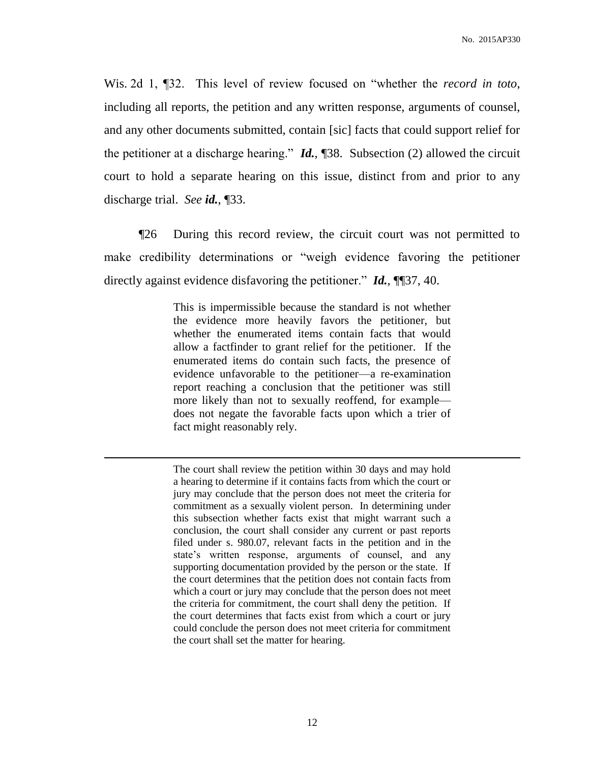Wis. 2d 1, ¶32. This level of review focused on "whether the *record in toto*, including all reports, the petition and any written response, arguments of counsel, and any other documents submitted, contain [sic] facts that could support relief for the petitioner at a discharge hearing." ***Id.***, ¶38. Subsection (2) allowed the circuit court to hold a separate hearing on this issue, distinct from and prior to any discharge trial. *See* ***id.***, ¶33.

¶26 During this record review, the circuit court was not permitted to make credibility determinations or "weigh evidence favoring the petitioner directly against evidence disfavoring the petitioner." ***Id.***, ¶¶37, 40.

> This is impermissible because the standard is not whether the evidence more heavily favors the petitioner, but whether the enumerated items contain facts that would allow a factfinder to grant relief for the petitioner. If the enumerated items do contain such facts, the presence of evidence unfavorable to the petitioner—a re-examination report reaching a conclusion that the petitioner was still more likely than not to sexually reoffend, for example—does not negate the favorable facts upon which a trier of fact might reasonably rely.

---

> The court shall review the petition within 30 days and may hold a hearing to determine if it contains facts from which the court or jury may conclude that the person does not meet the criteria for commitment as a sexually violent person. In determining under this subsection whether facts exist that might warrant such a conclusion, the court shall consider any current or past reports filed under s. 980.07, relevant facts in the petition and in the state's written response, arguments of counsel, and any supporting documentation provided by the person or the state. If the court determines that the petition does not contain facts from which a court or jury may conclude that the person does not meet the criteria for commitment, the court shall deny the petition. If the court determines that facts exist from which a court or jury could conclude the person does not meet criteria for commitment the court shall set the matter for hearing.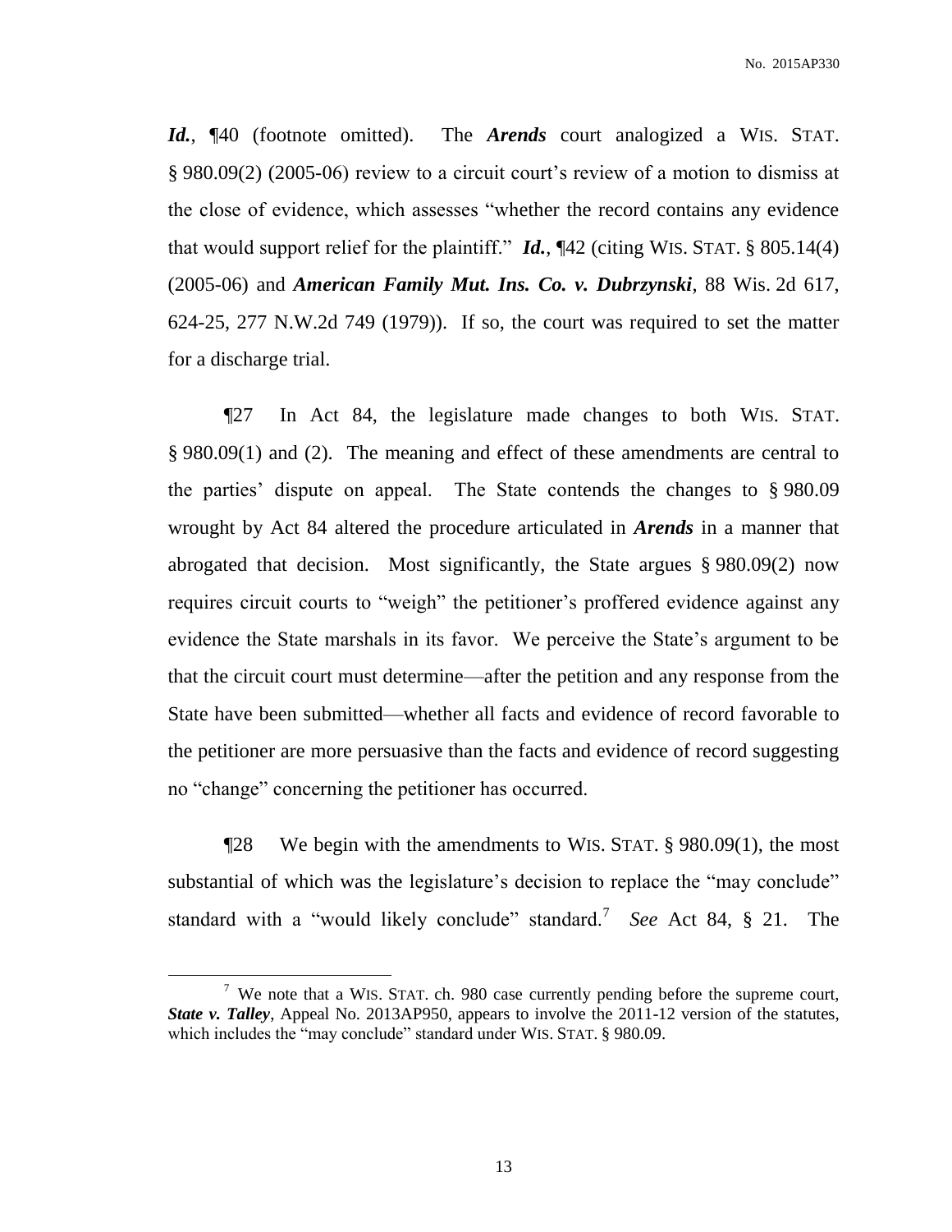***Id.***, ¶40 (footnote omitted). The ***Arends*** court analogized a WIS. STAT. § 980.09(2) (2005-06) review to a circuit court's review of a motion to dismiss at the close of evidence, which assesses "whether the record contains any evidence that would support relief for the plaintiff." ***Id.***, ¶42 (citing WIS. STAT. § 805.14(4) (2005-06) and ***American Family Mut. Ins. Co. v. Dubrzynski***, 88 Wis. 2d 617, 624-25, 277 N.W.2d 749 (1979)). If so, the court was required to set the matter for a discharge trial.

¶27 In Act 84, the legislature made changes to both WIS. STAT. § 980.09(1) and (2). The meaning and effect of these amendments are central to the parties' dispute on appeal. The State contends the changes to § 980.09 wrought by Act 84 altered the procedure articulated in ***Arends*** in a manner that abrogated that decision. Most significantly, the State argues § 980.09(2) now requires circuit courts to "weigh" the petitioner's proffered evidence against any evidence the State marshals in its favor. We perceive the State's argument to be that the circuit court must determine—after the petition and any response from the State have been submitted—whether all facts and evidence of record favorable to the petitioner are more persuasive than the facts and evidence of record suggesting no "change" concerning the petitioner has occurred.

¶28 We begin with the amendments to WIS. STAT. § 980.09(1), the most substantial of which was the legislature's decision to replace the "may conclude" standard with a "would likely conclude" standard.[7] *See* Act 84, § 21. The

---

[7] We note that a WIS. STAT. ch. 980 case currently pending before the supreme court, ***State v. Talley***, Appeal No. 2013AP950, appears to involve the 2011-12 version of the statutes, which includes the "may conclude" standard under WIS. STAT. § 980.09.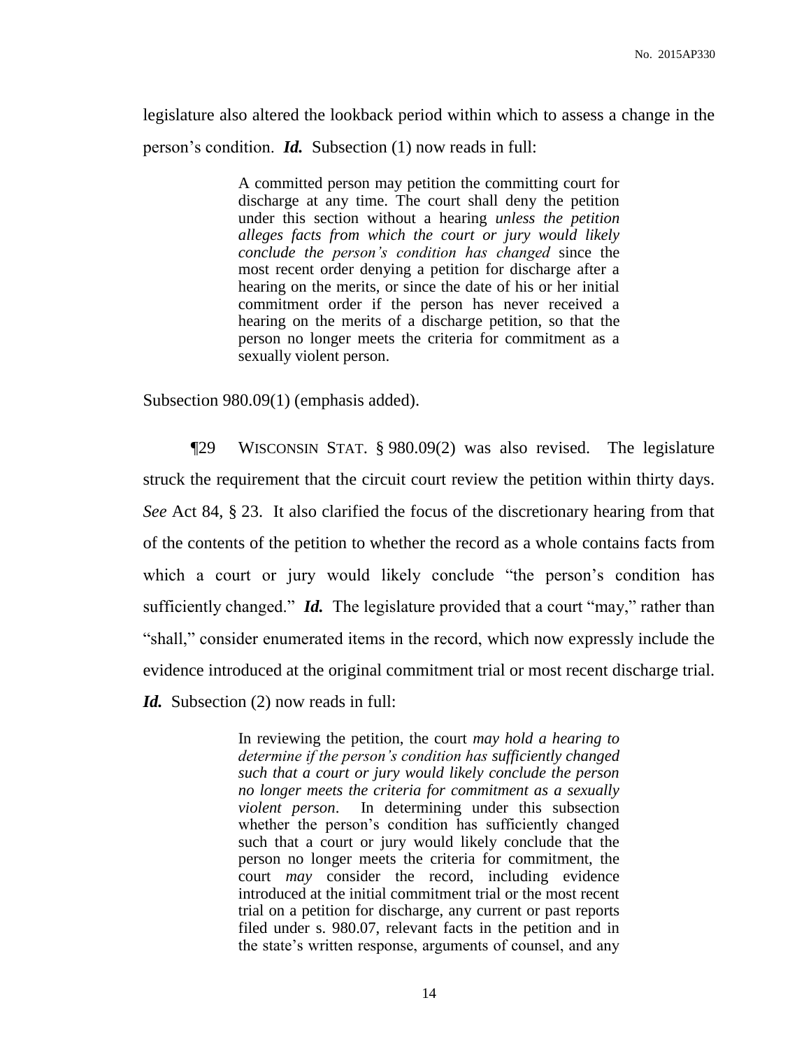legislature also altered the lookback period within which to assess a change in the person's condition. ***Id.*** Subsection (1) now reads in full:

> A committed person may petition the committing court for discharge at any time. The court shall deny the petition under this section without a hearing *unless the petition alleges facts from which the court or jury would likely conclude the person's condition has changed* since the most recent order denying a petition for discharge after a hearing on the merits, or since the date of his or her initial commitment order if the person has never received a hearing on the merits of a discharge petition, so that the person no longer meets the criteria for commitment as a sexually violent person.

Subsection 980.09(1) (emphasis added).

¶29 WISCONSIN STAT. § 980.09(2) was also revised. The legislature struck the requirement that the circuit court review the petition within thirty days. *See* Act 84, § 23. It also clarified the focus of the discretionary hearing from that of the contents of the petition to whether the record as a whole contains facts from which a court or jury would likely conclude "the person's condition has sufficiently changed." ***Id.*** The legislature provided that a court "may," rather than "shall," consider enumerated items in the record, which now expressly include the evidence introduced at the original commitment trial or most recent discharge trial. ***Id.*** Subsection (2) now reads in full:

> In reviewing the petition, the court *may hold a hearing to determine if the person's condition has sufficiently changed such that a court or jury would likely conclude the person no longer meets the criteria for commitment as a sexually violent person*. In determining under this subsection whether the person's condition has sufficiently changed such that a court or jury would likely conclude that the person no longer meets the criteria for commitment, the court *may* consider the record, including evidence introduced at the initial commitment trial or the most recent trial on a petition for discharge, any current or past reports filed under s. 980.07, relevant facts in the petition and in the state's written response, arguments of counsel, and any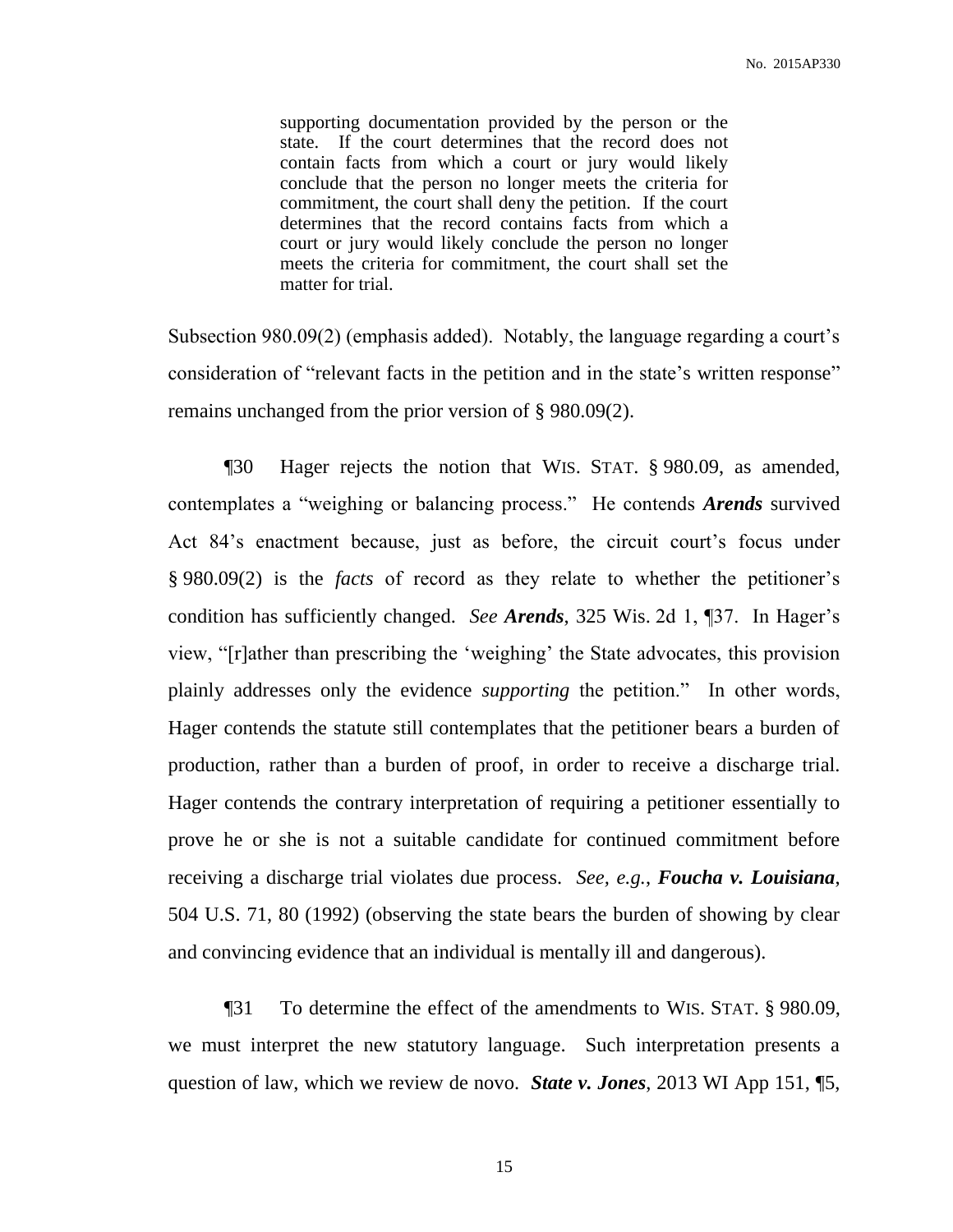> supporting documentation provided by the person or the state. If the court determines that the record does not contain facts from which a court or jury would likely conclude that the person no longer meets the criteria for commitment, the court shall deny the petition. If the court determines that the record contains facts from which a court or jury would likely conclude the person no longer meets the criteria for commitment, the court shall set the matter for trial.

Subsection 980.09(2) (emphasis added). Notably, the language regarding a court's consideration of "relevant facts in the petition and in the state's written response" remains unchanged from the prior version of § 980.09(2).

¶30 Hager rejects the notion that WIS. STAT. § 980.09, as amended, contemplates a "weighing or balancing process." He contends ***Arends*** survived Act 84's enactment because, just as before, the circuit court's focus under § 980.09(2) is the *facts* of record as they relate to whether the petitioner's condition has sufficiently changed. *See* ***Arends***, 325 Wis. 2d 1, ¶37. In Hager's view, "[r]ather than prescribing the 'weighing' the State advocates, this provision plainly addresses only the evidence *supporting* the petition." In other words, Hager contends the statute still contemplates that the petitioner bears a burden of production, rather than a burden of proof, in order to receive a discharge trial. Hager contends the contrary interpretation of requiring a petitioner essentially to prove he or she is not a suitable candidate for continued commitment before receiving a discharge trial violates due process. *See, e.g.*, ***Foucha v. Louisiana***, 504 U.S. 71, 80 (1992) (observing the state bears the burden of showing by clear and convincing evidence that an individual is mentally ill and dangerous).

¶31 To determine the effect of the amendments to WIS. STAT. § 980.09, we must interpret the new statutory language. Such interpretation presents a question of law, which we review de novo. ***State v. Jones***, 2013 WI App 151, ¶5,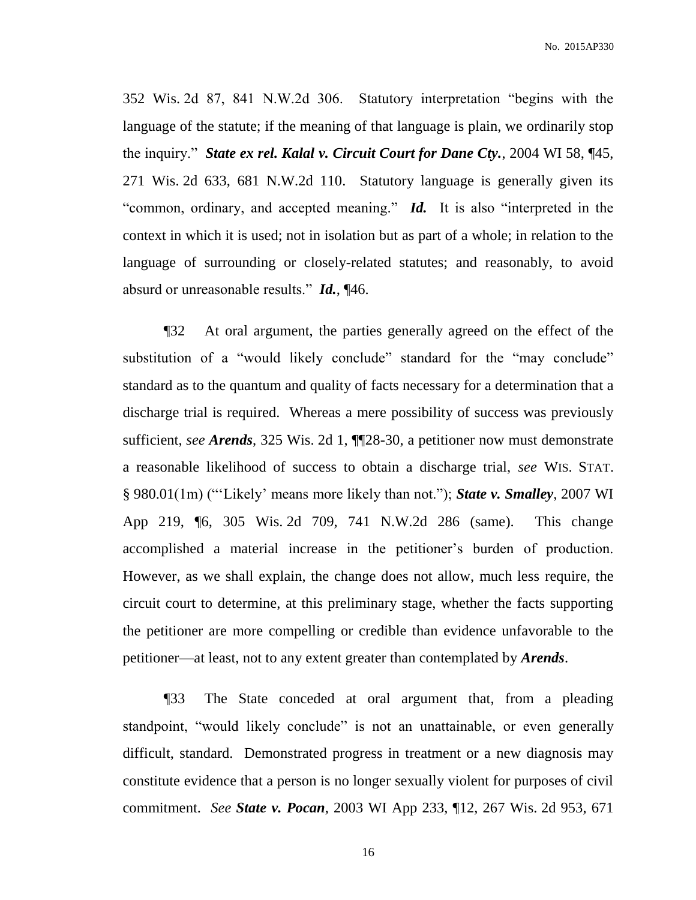352 Wis. 2d 87, 841 N.W.2d 306. Statutory interpretation "begins with the language of the statute; if the meaning of that language is plain, we ordinarily stop the inquiry." ***State ex rel. Kalal v. Circuit Court for Dane Cty.***, 2004 WI 58, ¶45, 271 Wis. 2d 633, 681 N.W.2d 110. Statutory language is generally given its "common, ordinary, and accepted meaning." ***Id.*** It is also "interpreted in the context in which it is used; not in isolation but as part of a whole; in relation to the language of surrounding or closely-related statutes; and reasonably, to avoid absurd or unreasonable results." ***Id.***, ¶46.

¶32 At oral argument, the parties generally agreed on the effect of the substitution of a "would likely conclude" standard for the "may conclude" standard as to the quantum and quality of facts necessary for a determination that a discharge trial is required. Whereas a mere possibility of success was previously sufficient, *see* ***Arends***, 325 Wis. 2d 1, ¶¶28-30, a petitioner now must demonstrate a reasonable likelihood of success to obtain a discharge trial, *see* WIS. STAT. § 980.01(1m) ("'Likely' means more likely than not."); ***State v. Smalley***, 2007 WI App 219, ¶6, 305 Wis. 2d 709, 741 N.W.2d 286 (same). This change accomplished a material increase in the petitioner's burden of production. However, as we shall explain, the change does not allow, much less require, the circuit court to determine, at this preliminary stage, whether the facts supporting the petitioner are more compelling or credible than evidence unfavorable to the petitioner—at least, not to any extent greater than contemplated by ***Arends***.

¶33 The State conceded at oral argument that, from a pleading standpoint, "would likely conclude" is not an unattainable, or even generally difficult, standard. Demonstrated progress in treatment or a new diagnosis may constitute evidence that a person is no longer sexually violent for purposes of civil commitment. *See* ***State v. Pocan***, 2003 WI App 233, ¶12, 267 Wis. 2d 953, 671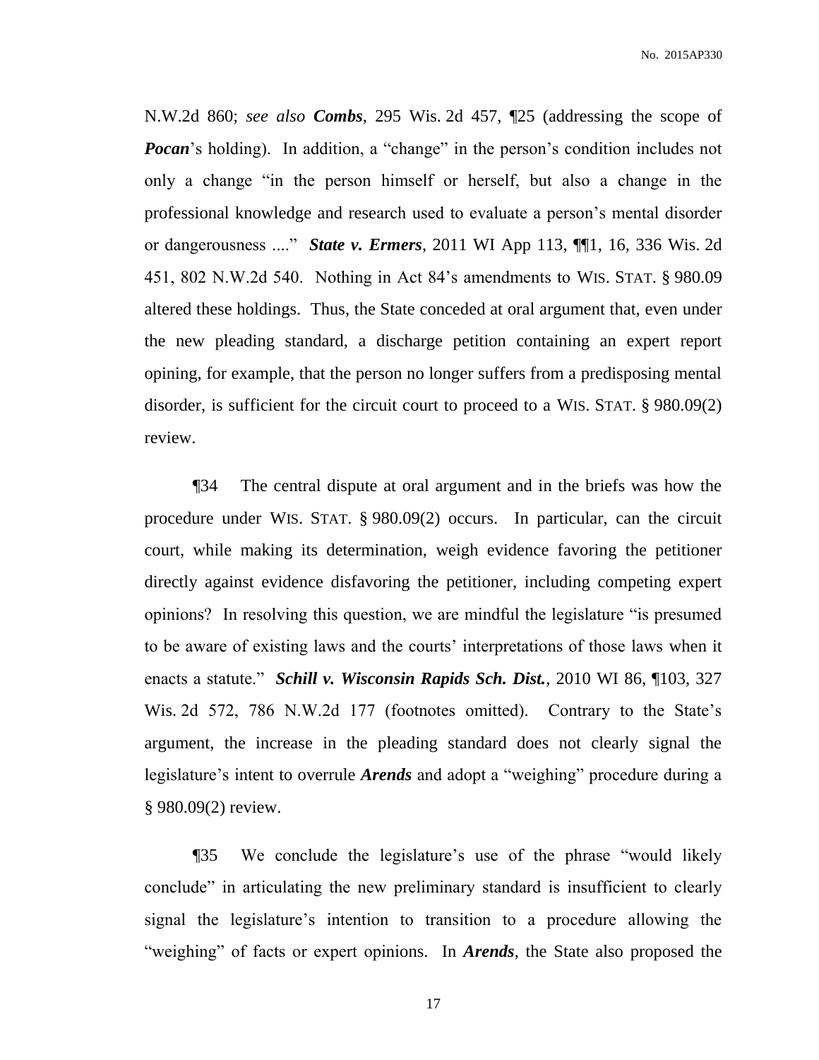N.W.2d 860; *see also* ***Combs***, 295 Wis. 2d 457, ¶25 (addressing the scope of ***Pocan***'s holding). In addition, a "change" in the person's condition includes not only a change "in the person himself or herself, but also a change in the professional knowledge and research used to evaluate a person's mental disorder or dangerousness ...." ***State v. Ermers***, 2011 WI App 113, ¶¶1, 16, 336 Wis. 2d 451, 802 N.W.2d 540. Nothing in Act 84's amendments to WIS. STAT. § 980.09 altered these holdings. Thus, the State conceded at oral argument that, even under the new pleading standard, a discharge petition containing an expert report opining, for example, that the person no longer suffers from a predisposing mental disorder, is sufficient for the circuit court to proceed to a WIS. STAT. § 980.09(2) review.

¶34 The central dispute at oral argument and in the briefs was how the procedure under WIS. STAT. § 980.09(2) occurs. In particular, can the circuit court, while making its determination, weigh evidence favoring the petitioner directly against evidence disfavoring the petitioner, including competing expert opinions? In resolving this question, we are mindful the legislature "is presumed to be aware of existing laws and the courts' interpretations of those laws when it enacts a statute." ***Schill v. Wisconsin Rapids Sch. Dist.***, 2010 WI 86, ¶103, 327 Wis. 2d 572, 786 N.W.2d 177 (footnotes omitted). Contrary to the State's argument, the increase in the pleading standard does not clearly signal the legislature's intent to overrule ***Arends*** and adopt a "weighing" procedure during a § 980.09(2) review.

¶35 We conclude the legislature's use of the phrase "would likely conclude" in articulating the new preliminary standard is insufficient to clearly signal the legislature's intention to transition to a procedure allowing the "weighing" of facts or expert opinions. In ***Arends***, the State also proposed the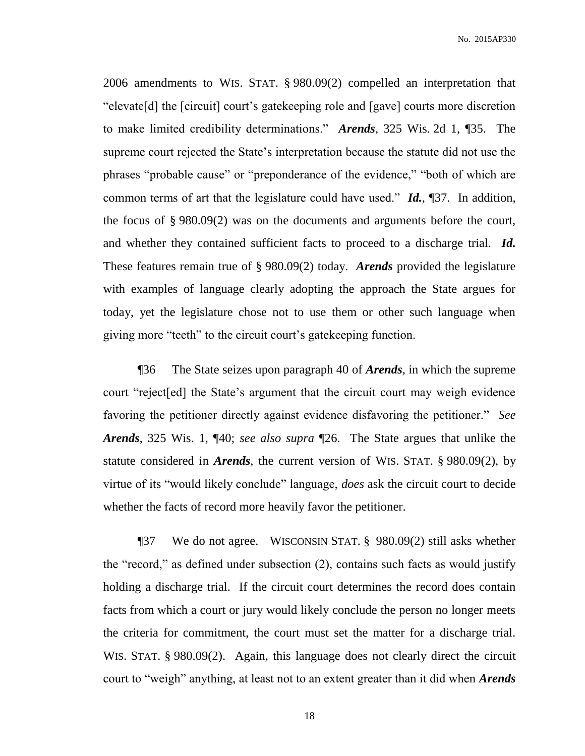2006 amendments to WIS. STAT. § 980.09(2) compelled an interpretation that "elevate[d] the [circuit] court's gatekeeping role and [gave] courts more discretion to make limited credibility determinations." ***Arends***, 325 Wis. 2d 1, ¶35. The supreme court rejected the State's interpretation because the statute did not use the phrases "probable cause" or "preponderance of the evidence," "both of which are common terms of art that the legislature could have used." ***Id.***, ¶37. In addition, the focus of § 980.09(2) was on the documents and arguments before the court, and whether they contained sufficient facts to proceed to a discharge trial. ***Id.*** These features remain true of § 980.09(2) today. ***Arends*** provided the legislature with examples of language clearly adopting the approach the State argues for today, yet the legislature chose not to use them or other such language when giving more "teeth" to the circuit court's gatekeeping function.

¶36 The State seizes upon paragraph 40 of ***Arends***, in which the supreme court "reject[ed] the State's argument that the circuit court may weigh evidence favoring the petitioner directly against evidence disfavoring the petitioner." *See* ***Arends***, 325 Wis. 1, ¶40; *see also supra* ¶26. The State argues that unlike the statute considered in ***Arends***, the current version of WIS. STAT. § 980.09(2), by virtue of its "would likely conclude" language, *does* ask the circuit court to decide whether the facts of record more heavily favor the petitioner.

¶37 We do not agree. WISCONSIN STAT. § 980.09(2) still asks whether the "record," as defined under subsection (2), contains such facts as would justify holding a discharge trial. If the circuit court determines the record does contain facts from which a court or jury would likely conclude the person no longer meets the criteria for commitment, the court must set the matter for a discharge trial. WIS. STAT. § 980.09(2). Again, this language does not clearly direct the circuit court to "weigh" anything, at least not to an extent greater than it did when ***Arends***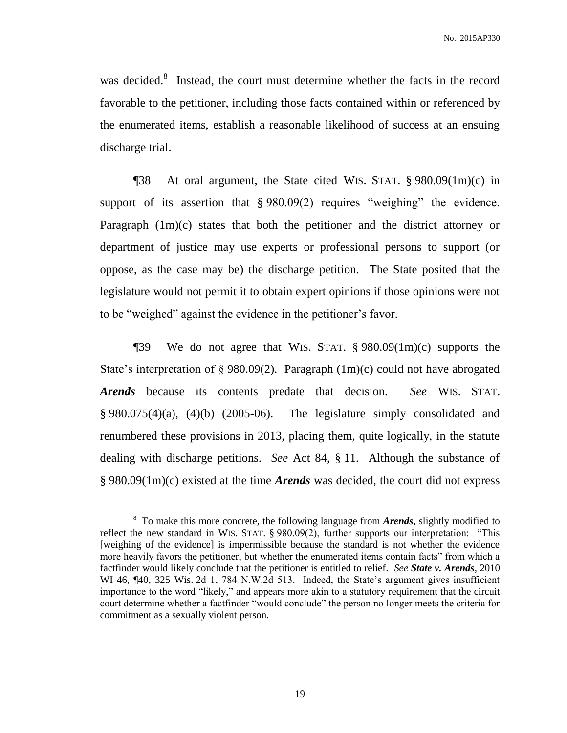was decided.[8] Instead, the court must determine whether the facts in the record favorable to the petitioner, including those facts contained within or referenced by the enumerated items, establish a reasonable likelihood of success at an ensuing discharge trial.

¶38 At oral argument, the State cited WIS. STAT. § 980.09(1m)(c) in support of its assertion that § 980.09(2) requires "weighing" the evidence. Paragraph (1m)(c) states that both the petitioner and the district attorney or department of justice may use experts or professional persons to support (or oppose, as the case may be) the discharge petition. The State posited that the legislature would not permit it to obtain expert opinions if those opinions were not to be "weighed" against the evidence in the petitioner's favor.

¶39 We do not agree that WIS. STAT. § 980.09(1m)(c) supports the State's interpretation of § 980.09(2). Paragraph (1m)(c) could not have abrogated ***Arends*** because its contents predate that decision. *See* WIS. STAT. § 980.075(4)(a), (4)(b) (2005-06). The legislature simply consolidated and renumbered these provisions in 2013, placing them, quite logically, in the statute dealing with discharge petitions. *See* Act 84, § 11. Although the substance of § 980.09(1m)(c) existed at the time ***Arends*** was decided, the court did not express

---

[8] To make this more concrete, the following language from ***Arends***, slightly modified to reflect the new standard in WIS. STAT. § 980.09(2), further supports our interpretation: "This [weighing of the evidence] is impermissible because the standard is not whether the evidence more heavily favors the petitioner, but whether the enumerated items contain facts" from which a factfinder would likely conclude that the petitioner is entitled to relief. *See* ***State v. Arends***, 2010 WI 46, ¶40, 325 Wis. 2d 1, 784 N.W.2d 513. Indeed, the State's argument gives insufficient importance to the word "likely," and appears more akin to a statutory requirement that the circuit court determine whether a factfinder "would conclude" the person no longer meets the criteria for commitment as a sexually violent person.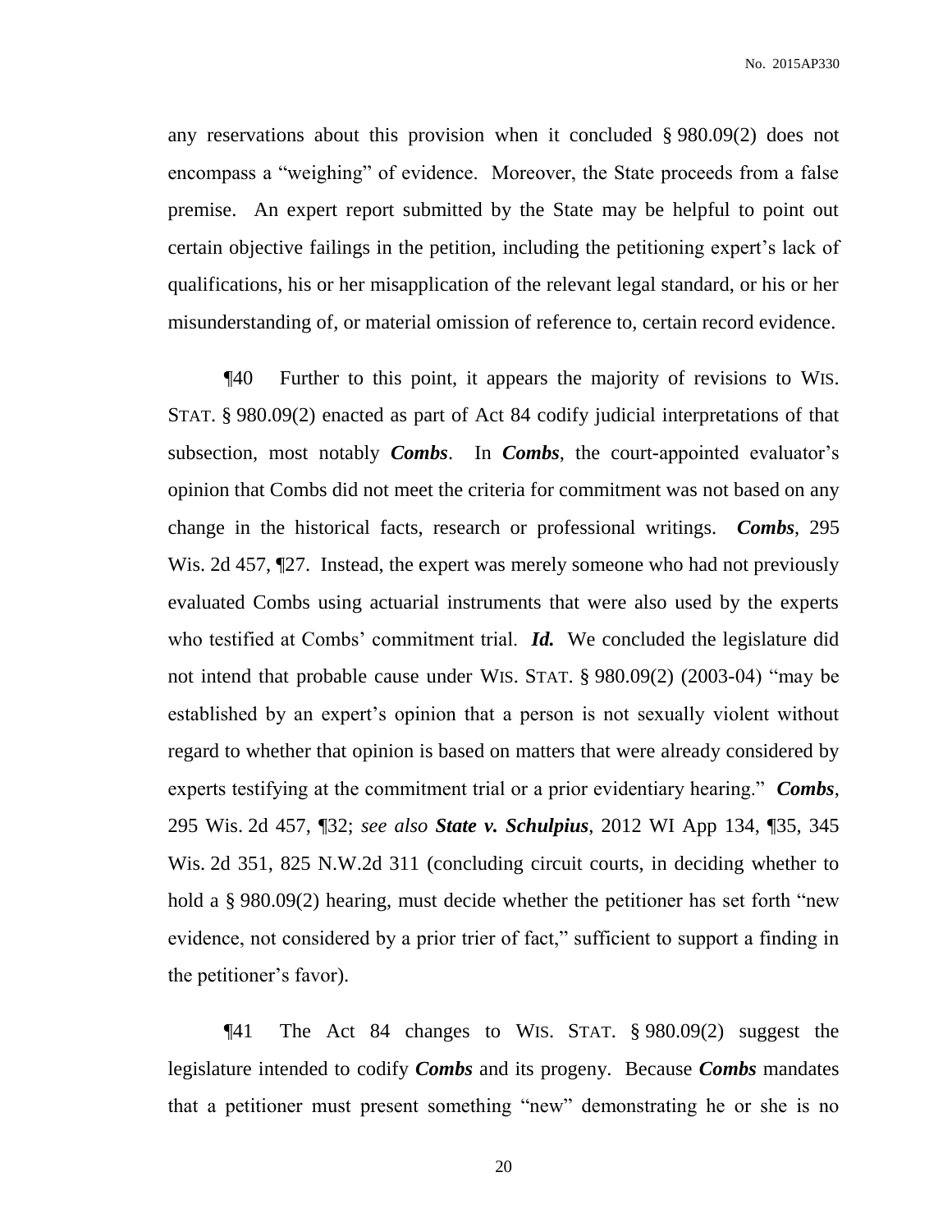any reservations about this provision when it concluded § 980.09(2) does not encompass a "weighing" of evidence. Moreover, the State proceeds from a false premise. An expert report submitted by the State may be helpful to point out certain objective failings in the petition, including the petitioning expert's lack of qualifications, his or her misapplication of the relevant legal standard, or his or her misunderstanding of, or material omission of reference to, certain record evidence.

¶40 Further to this point, it appears the majority of revisions to WIS. STAT. § 980.09(2) enacted as part of Act 84 codify judicial interpretations of that subsection, most notably ***Combs***. In ***Combs***, the court-appointed evaluator's opinion that Combs did not meet the criteria for commitment was not based on any change in the historical facts, research or professional writings. ***Combs***, 295 Wis. 2d 457, ¶27. Instead, the expert was merely someone who had not previously evaluated Combs using actuarial instruments that were also used by the experts who testified at Combs' commitment trial. ***Id.*** We concluded the legislature did not intend that probable cause under WIS. STAT. § 980.09(2) (2003-04) "may be established by an expert's opinion that a person is not sexually violent without regard to whether that opinion is based on matters that were already considered by experts testifying at the commitment trial or a prior evidentiary hearing." ***Combs***, 295 Wis. 2d 457, ¶32; *see also* ***State v. Schulpius***, 2012 WI App 134, ¶35, 345 Wis. 2d 351, 825 N.W.2d 311 (concluding circuit courts, in deciding whether to hold a § 980.09(2) hearing, must decide whether the petitioner has set forth "new evidence, not considered by a prior trier of fact," sufficient to support a finding in the petitioner's favor).

¶41 The Act 84 changes to WIS. STAT. § 980.09(2) suggest the legislature intended to codify ***Combs*** and its progeny. Because ***Combs*** mandates that a petitioner must present something "new" demonstrating he or she is no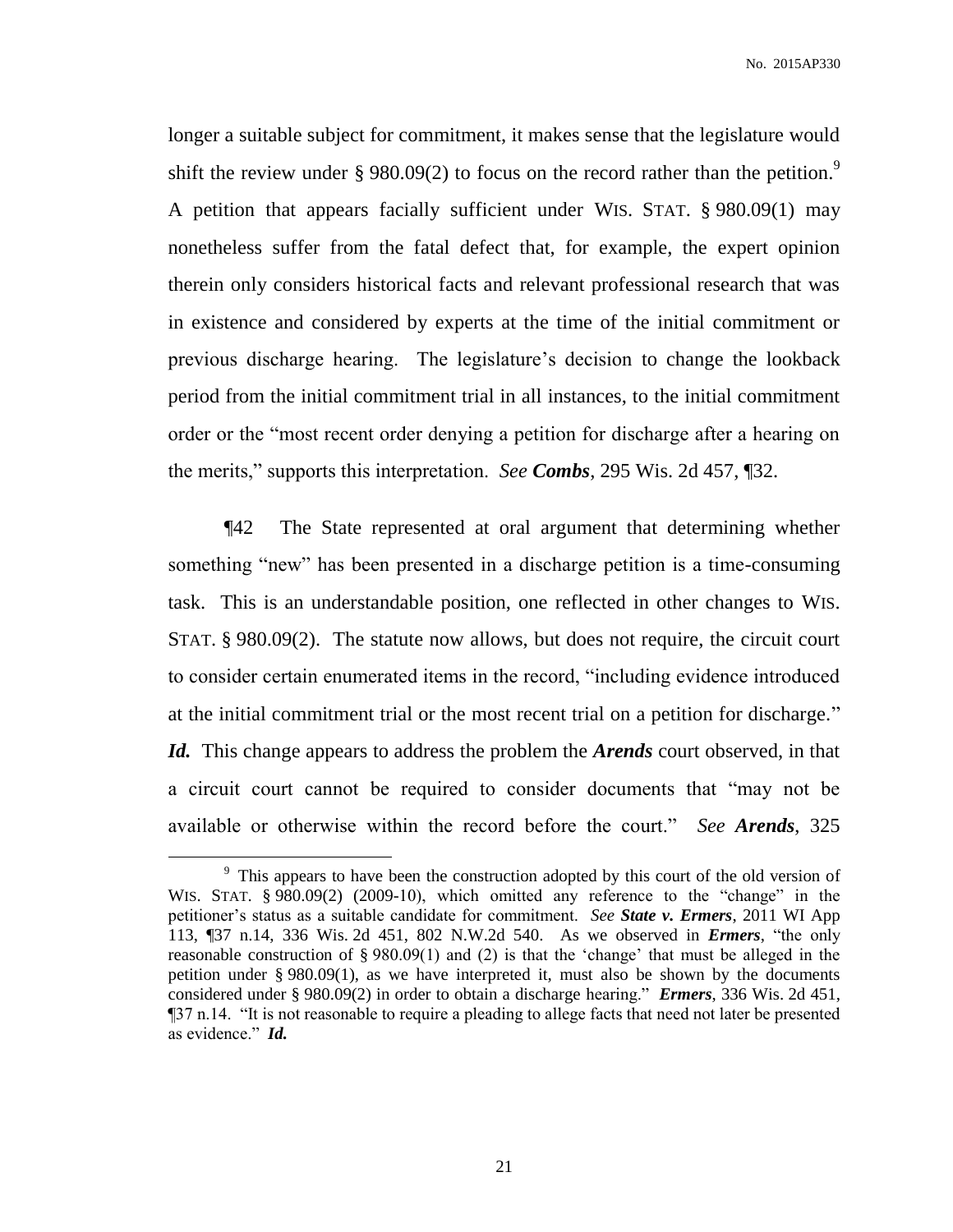longer a suitable subject for commitment, it makes sense that the legislature would shift the review under § 980.09(2) to focus on the record rather than the petition.[9] A petition that appears facially sufficient under WIS. STAT. § 980.09(1) may nonetheless suffer from the fatal defect that, for example, the expert opinion therein only considers historical facts and relevant professional research that was in existence and considered by experts at the time of the initial commitment or previous discharge hearing. The legislature's decision to change the lookback period from the initial commitment trial in all instances, to the initial commitment order or the "most recent order denying a petition for discharge after a hearing on the merits," supports this interpretation. *See* ***Combs***, 295 Wis. 2d 457, ¶32.

¶42 The State represented at oral argument that determining whether something "new" has been presented in a discharge petition is a time-consuming task. This is an understandable position, one reflected in other changes to WIS. STAT. § 980.09(2). The statute now allows, but does not require, the circuit court to consider certain enumerated items in the record, "including evidence introduced at the initial commitment trial or the most recent trial on a petition for discharge." ***Id.*** This change appears to address the problem the ***Arends*** court observed, in that a circuit court cannot be required to consider documents that "may not be available or otherwise within the record before the court." *See* ***Arends***, 325

---

[9] This appears to have been the construction adopted by this court of the old version of WIS. STAT. § 980.09(2) (2009-10), which omitted any reference to the "change" in the petitioner's status as a suitable candidate for commitment. *See* ***State v. Ermers***, 2011 WI App 113, ¶37 n.14, 336 Wis. 2d 451, 802 N.W.2d 540. As we observed in ***Ermers***, "the only reasonable construction of § 980.09(1) and (2) is that the 'change' that must be alleged in the petition under § 980.09(1), as we have interpreted it, must also be shown by the documents considered under § 980.09(2) in order to obtain a discharge hearing." ***Ermers***, 336 Wis. 2d 451, ¶37 n.14. "It is not reasonable to require a pleading to allege facts that need not later be presented as evidence." ***Id.***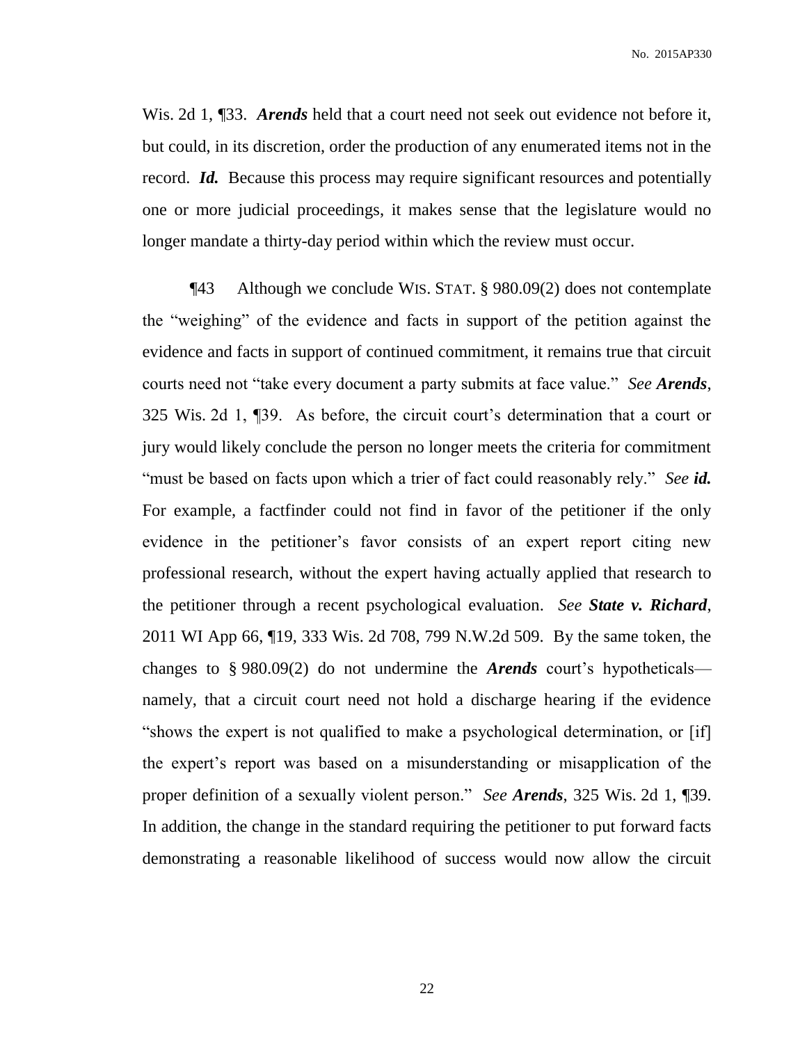Wis. 2d 1, ¶33. ***Arends*** held that a court need not seek out evidence not before it, but could, in its discretion, order the production of any enumerated items not in the record. ***Id.*** Because this process may require significant resources and potentially one or more judicial proceedings, it makes sense that the legislature would no longer mandate a thirty-day period within which the review must occur.

¶43 Although we conclude WIS. STAT. § 980.09(2) does not contemplate the "weighing" of the evidence and facts in support of the petition against the evidence and facts in support of continued commitment, it remains true that circuit courts need not "take every document a party submits at face value." *See **Arends***, 325 Wis. 2d 1, ¶39. As before, the circuit court's determination that a court or jury would likely conclude the person no longer meets the criteria for commitment "must be based on facts upon which a trier of fact could reasonably rely." *See **id.*** For example, a factfinder could not find in favor of the petitioner if the only evidence in the petitioner's favor consists of an expert report citing new professional research, without the expert having actually applied that research to the petitioner through a recent psychological evaluation. *See **State v. Richard***, 2011 WI App 66, ¶19, 333 Wis. 2d 708, 799 N.W.2d 509. By the same token, the changes to § 980.09(2) do not undermine the ***Arends*** court's hypotheticals—namely, that a circuit court need not hold a discharge hearing if the evidence "shows the expert is not qualified to make a psychological determination, or [if] the expert's report was based on a misunderstanding or misapplication of the proper definition of a sexually violent person." *See **Arends***, 325 Wis. 2d 1, ¶39. In addition, the change in the standard requiring the petitioner to put forward facts demonstrating a reasonable likelihood of success would now allow the circuit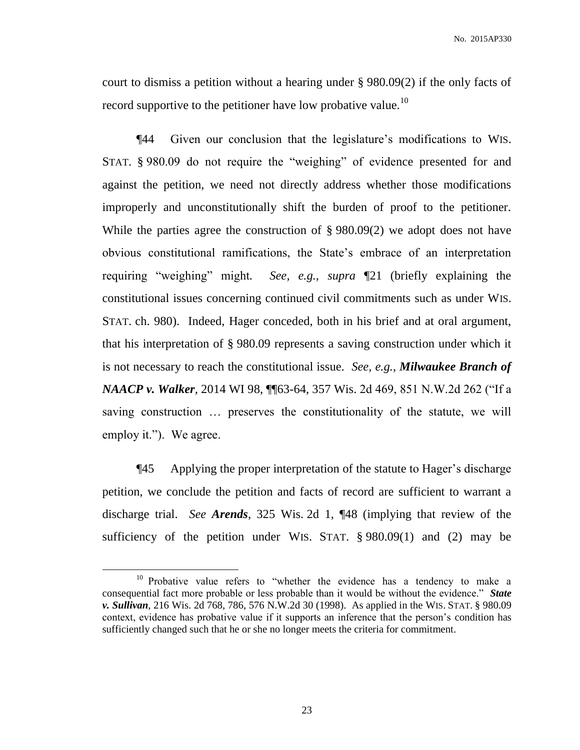court to dismiss a petition without a hearing under § 980.09(2) if the only facts of record supportive to the petitioner have low probative value.[10]

¶44 Given our conclusion that the legislature's modifications to WIS. STAT. § 980.09 do not require the "weighing" of evidence presented for and against the petition, we need not directly address whether those modifications improperly and unconstitutionally shift the burden of proof to the petitioner. While the parties agree the construction of § 980.09(2) we adopt does not have obvious constitutional ramifications, the State's embrace of an interpretation requiring "weighing" might. *See, e.g., supra* ¶21 (briefly explaining the constitutional issues concerning continued civil commitments such as under WIS. STAT. ch. 980). Indeed, Hager conceded, both in his brief and at oral argument, that his interpretation of § 980.09 represents a saving construction under which it is not necessary to reach the constitutional issue. *See, e.g.*, ***Milwaukee Branch of NAACP v. Walker***, 2014 WI 98, ¶¶63-64, 357 Wis. 2d 469, 851 N.W.2d 262 ("If a saving construction … preserves the constitutionality of the statute, we will employ it."). We agree.

¶45 Applying the proper interpretation of the statute to Hager's discharge petition, we conclude the petition and facts of record are sufficient to warrant a discharge trial. *See* ***Arends***, 325 Wis. 2d 1, ¶48 (implying that review of the sufficiency of the petition under WIS. STAT. § 980.09(1) and (2) may be

---

[10] Probative value refers to "whether the evidence has a tendency to make a consequential fact more probable or less probable than it would be without the evidence." ***State v. Sullivan***, 216 Wis. 2d 768, 786, 576 N.W.2d 30 (1998). As applied in the WIS. STAT. § 980.09 context, evidence has probative value if it supports an inference that the person's condition has sufficiently changed such that he or she no longer meets the criteria for commitment.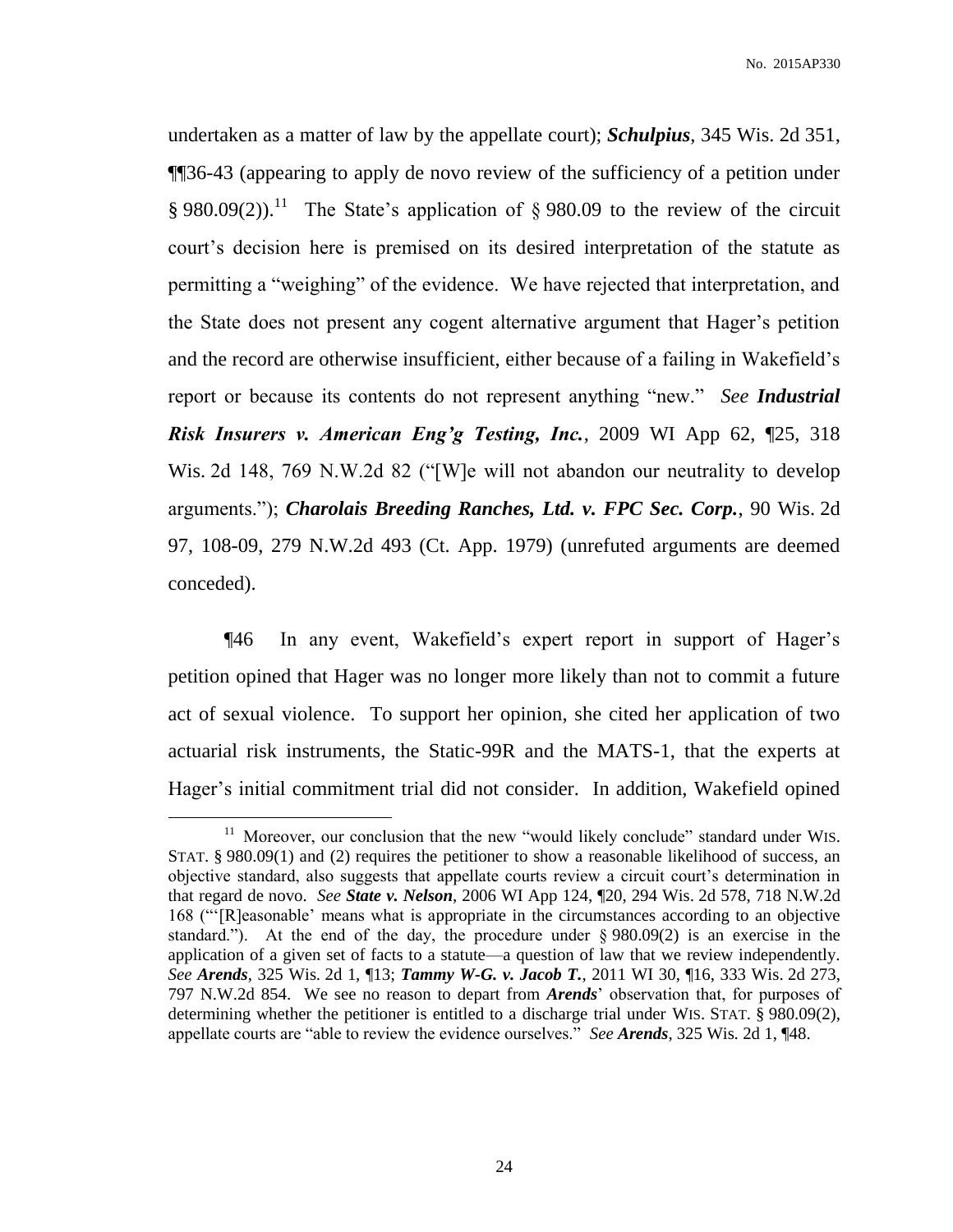undertaken as a matter of law by the appellate court); ***Schulpius***, 345 Wis. 2d 351, ¶¶36-43 (appearing to apply de novo review of the sufficiency of a petition under § 980.09(2)).[11] The State's application of § 980.09 to the review of the circuit court's decision here is premised on its desired interpretation of the statute as permitting a "weighing" of the evidence. We have rejected that interpretation, and the State does not present any cogent alternative argument that Hager's petition and the record are otherwise insufficient, either because of a failing in Wakefield's report or because its contents do not represent anything "new." *See* ***Industrial Risk Insurers v. American Eng'g Testing, Inc.***, 2009 WI App 62, ¶25, 318 Wis. 2d 148, 769 N.W.2d 82 ("[W]e will not abandon our neutrality to develop arguments."); ***Charolais Breeding Ranches, Ltd. v. FPC Sec. Corp.***, 90 Wis. 2d 97, 108-09, 279 N.W.2d 493 (Ct. App. 1979) (unrefuted arguments are deemed conceded).

¶46 In any event, Wakefield's expert report in support of Hager's petition opined that Hager was no longer more likely than not to commit a future act of sexual violence. To support her opinion, she cited her application of two actuarial risk instruments, the Static-99R and the MATS-1, that the experts at Hager's initial commitment trial did not consider. In addition, Wakefield opined

---

[11] Moreover, our conclusion that the new "would likely conclude" standard under WIS. STAT. § 980.09(1) and (2) requires the petitioner to show a reasonable likelihood of success, an objective standard, also suggests that appellate courts review a circuit court's determination in that regard de novo. *See* ***State v. Nelson***, 2006 WI App 124, ¶20, 294 Wis. 2d 578, 718 N.W.2d 168 ("'[R]easonable' means what is appropriate in the circumstances according to an objective standard."). At the end of the day, the procedure under § 980.09(2) is an exercise in the application of a given set of facts to a statute—a question of law that we review independently. *See* ***Arends***, 325 Wis. 2d 1, ¶13; ***Tammy W-G. v. Jacob T.***, 2011 WI 30, ¶16, 333 Wis. 2d 273, 797 N.W.2d 854. We see no reason to depart from ***Arends***' observation that, for purposes of determining whether the petitioner is entitled to a discharge trial under WIS. STAT. § 980.09(2), appellate courts are "able to review the evidence ourselves." *See* ***Arends***, 325 Wis. 2d 1, ¶48.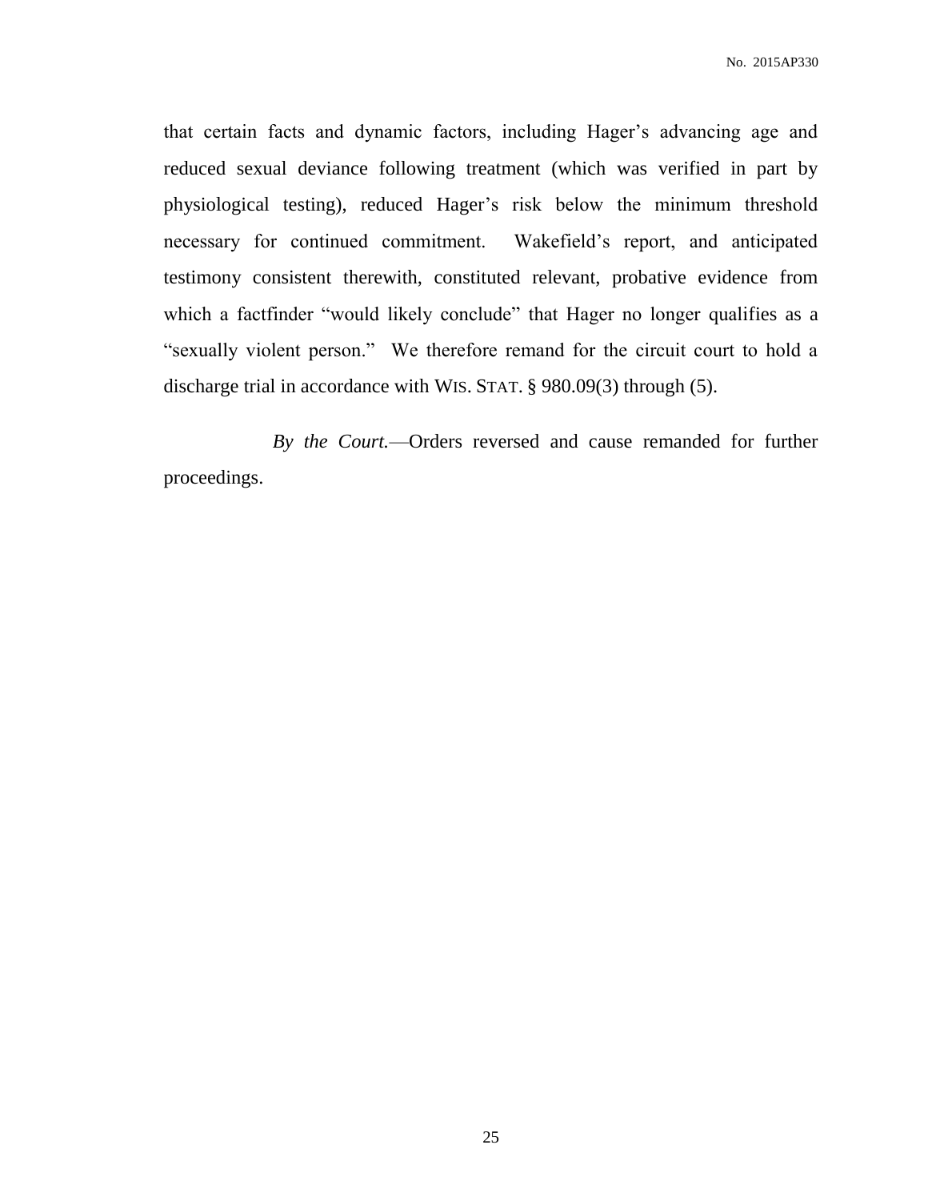that certain facts and dynamic factors, including Hager's advancing age and reduced sexual deviance following treatment (which was verified in part by physiological testing), reduced Hager's risk below the minimum threshold necessary for continued commitment. Wakefield's report, and anticipated testimony consistent therewith, constituted relevant, probative evidence from which a factfinder "would likely conclude" that Hager no longer qualifies as a "sexually violent person." We therefore remand for the circuit court to hold a discharge trial in accordance with WIS. STAT. § 980.09(3) through (5).

*By the Court.*—Orders reversed and cause remanded for further proceedings.